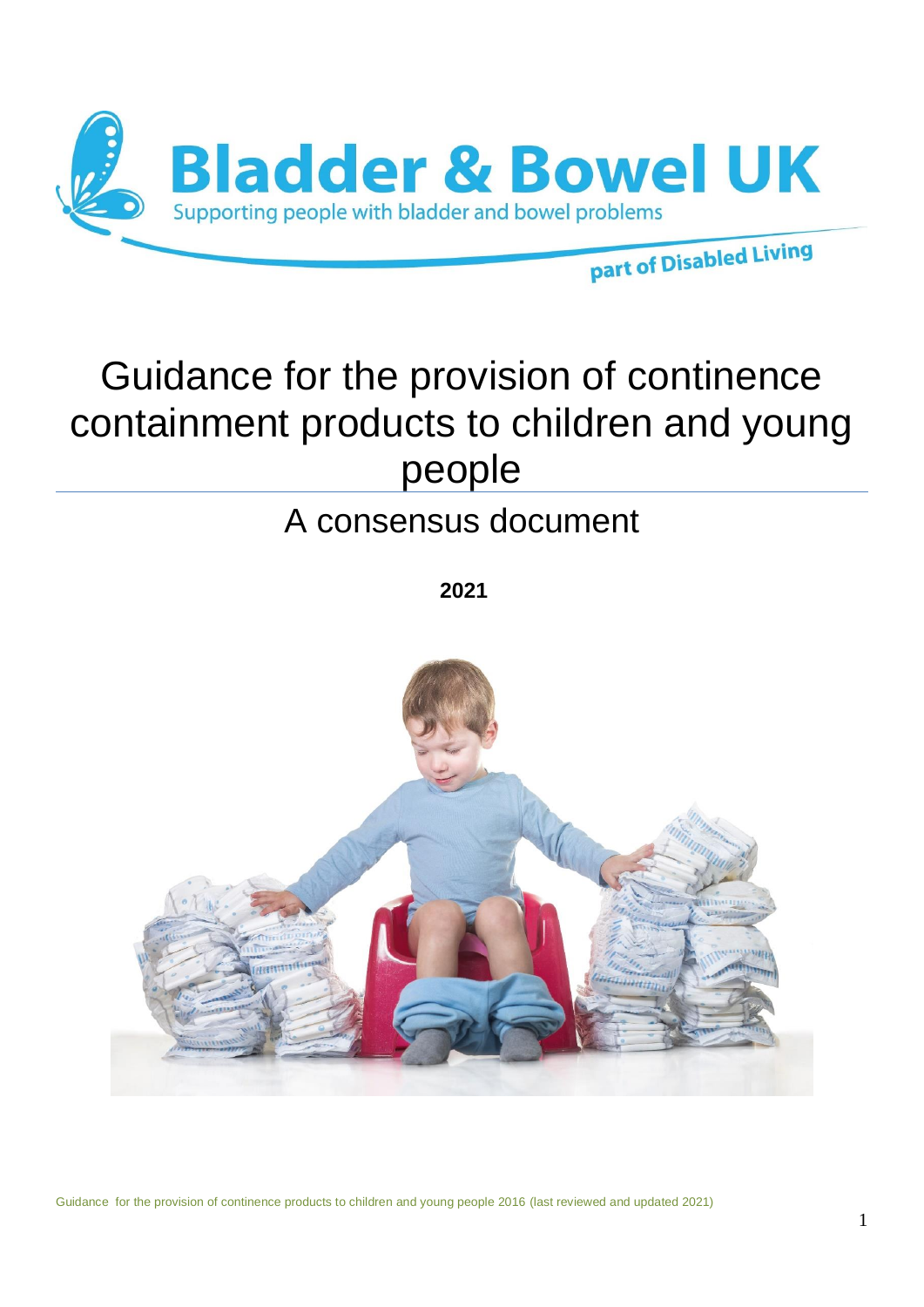Bladder & Bowel UK

Supporting people with bladder and bowel problems

part of Disabled Living

# Guidance for the provision of continence containment products to children and young people

## A consensus document

**2021**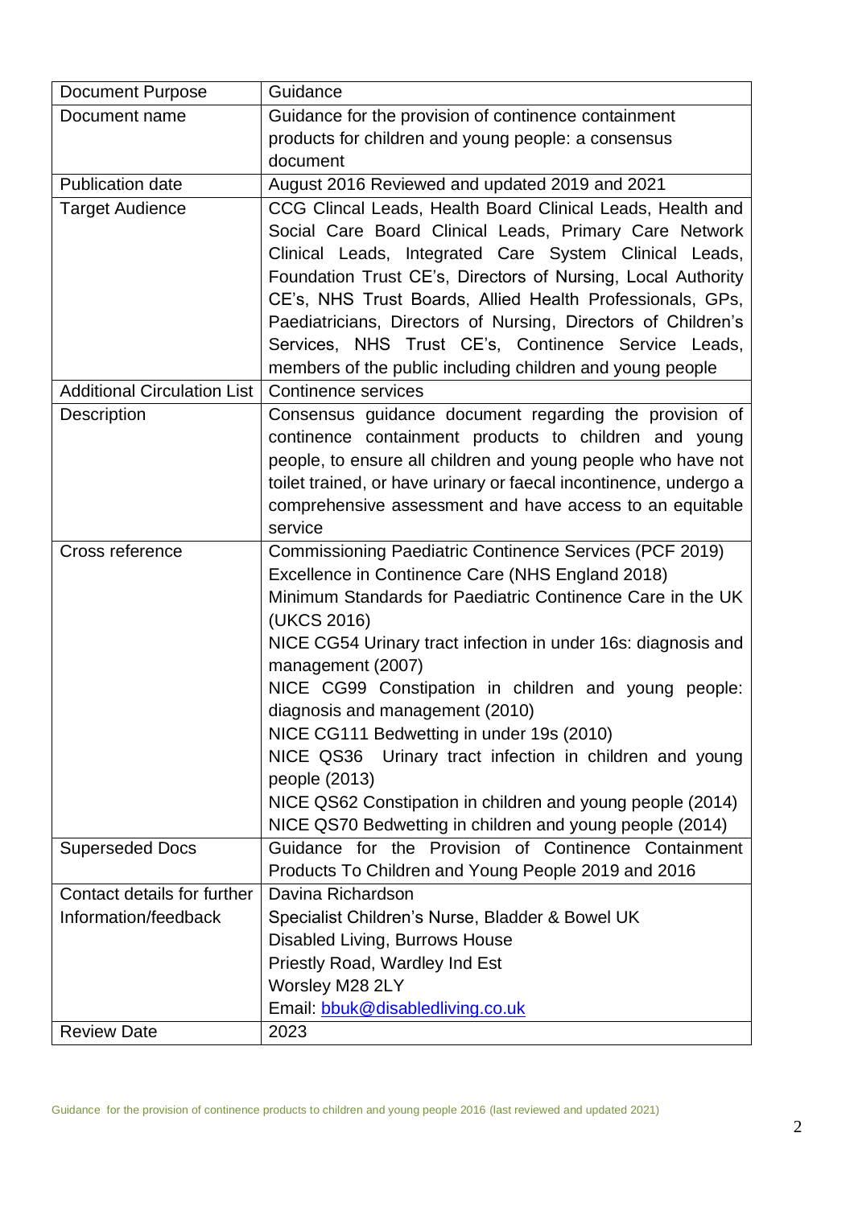| Document Purpose | Guidance |
| --- | --- |
| Document name | Guidance for the provision of continence containment products for children and young people: a consensus document |
| Publication date | August 2016 Reviewed and updated 2019 and 2021 |
| Target Audience | CCG Clincal Leads, Health Board Clinical Leads, Health and Social Care Board Clinical Leads, Primary Care Network Clinical Leads, Integrated Care System Clinical Leads, Foundation Trust CE's, Directors of Nursing, Local Authority CE's, NHS Trust Boards, Allied Health Professionals, GPs, Paediatricians, Directors of Nursing, Directors of Children's Services, NHS Trust CE's, Continence Service Leads, members of the public including children and young people |
| Additional Circulation List | Continence services |
| Description | Consensus guidance document regarding the provision of continence containment products to children and young people, to ensure all children and young people who have not toilet trained, or have urinary or faecal incontinence, undergo a comprehensive assessment and have access to an equitable service |
| Cross reference | Commissioning Paediatric Continence Services (PCF 2019)<br>Excellence in Continence Care (NHS England 2018)<br>Minimum Standards for Paediatric Continence Care in the UK (UKCS 2016)<br>NICE CG54 Urinary tract infection in under 16s: diagnosis and management (2007)<br>NICE CG99 Constipation in children and young people: diagnosis and management (2010)<br>NICE CG111 Bedwetting in under 19s (2010)<br>NICE QS36 Urinary tract infection in children and young people (2013)<br>NICE QS62 Constipation in children and young people (2014)<br>NICE QS70 Bedwetting in children and young people (2014) |
| Superseded Docs | Guidance for the Provision of Continence Containment Products To Children and Young People 2019 and 2016 |
| Contact details for further Information/feedback | Davina Richardson<br>Specialist Children's Nurse, Bladder & Bowel UK<br>Disabled Living, Burrows House<br>Priestly Road, Wardley Ind Est<br>Worsley M28 2LY<br>Email: bbuk@disabledliving.co.uk |
| Review Date | 2023 |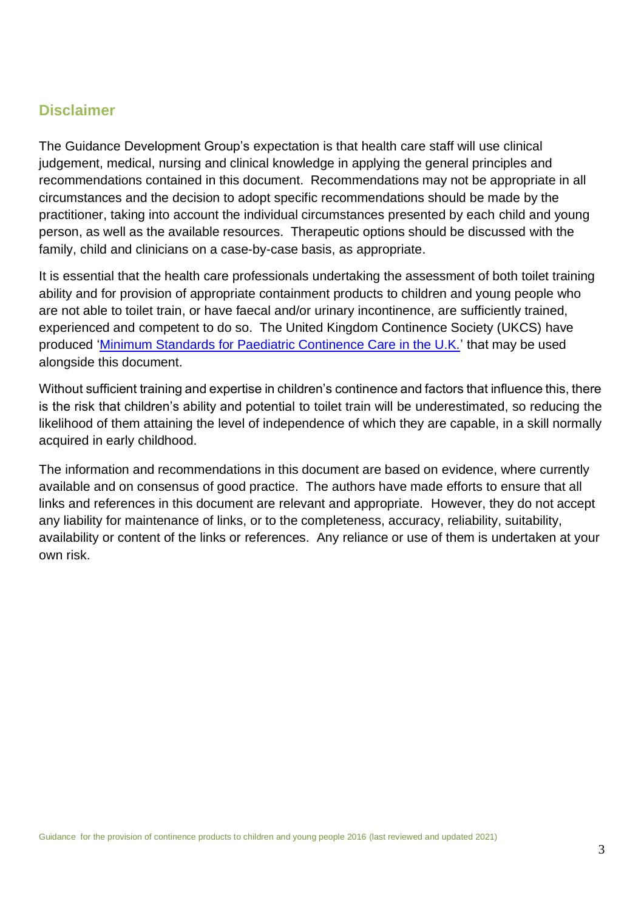## Disclaimer

The Guidance Development Group's expectation is that health care staff will use clinical judgement, medical, nursing and clinical knowledge in applying the general principles and recommendations contained in this document. Recommendations may not be appropriate in all circumstances and the decision to adopt specific recommendations should be made by the practitioner, taking into account the individual circumstances presented by each child and young person, as well as the available resources. Therapeutic options should be discussed with the family, child and clinicians on a case-by-case basis, as appropriate.

It is essential that the health care professionals undertaking the assessment of both toilet training ability and for provision of appropriate containment products to children and young people who are not able to toilet train, or have faecal and/or urinary incontinence, are sufficiently trained, experienced and competent to do so. The United Kingdom Continence Society (UKCS) have produced 'Minimum Standards for Paediatric Continence Care in the U.K.' that may be used alongside this document.

Without sufficient training and expertise in children's continence and factors that influence this, there is the risk that children's ability and potential to toilet train will be underestimated, so reducing the likelihood of them attaining the level of independence of which they are capable, in a skill normally acquired in early childhood.

The information and recommendations in this document are based on evidence, where currently available and on consensus of good practice. The authors have made efforts to ensure that all links and references in this document are relevant and appropriate. However, they do not accept any liability for maintenance of links, or to the completeness, accuracy, reliability, suitability, availability or content of the links or references. Any reliance or use of them is undertaken at your own risk.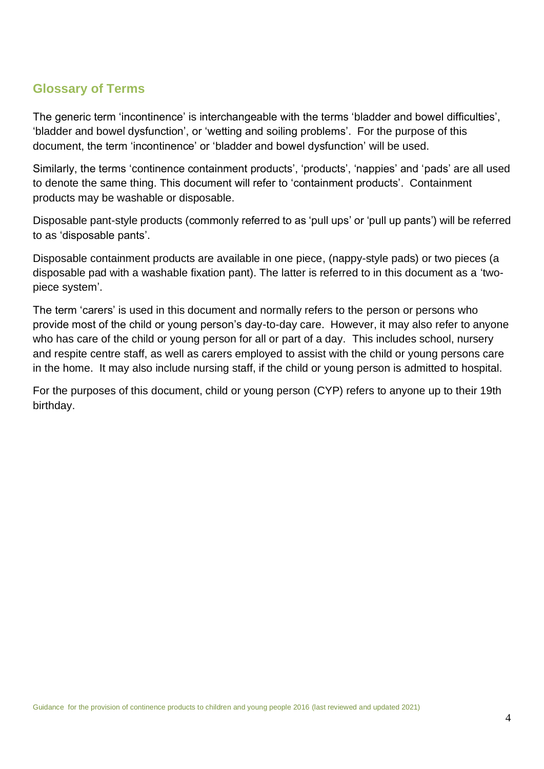## Glossary of Terms

The generic term 'incontinence' is interchangeable with the terms 'bladder and bowel difficulties', 'bladder and bowel dysfunction', or 'wetting and soiling problems'. For the purpose of this document, the term 'incontinence' or 'bladder and bowel dysfunction' will be used.

Similarly, the terms 'continence containment products', 'products', 'nappies' and 'pads' are all used to denote the same thing. This document will refer to 'containment products'. Containment products may be washable or disposable.

Disposable pant-style products (commonly referred to as 'pull ups' or 'pull up pants') will be referred to as 'disposable pants'.

Disposable containment products are available in one piece, (nappy-style pads) or two pieces (a disposable pad with a washable fixation pant). The latter is referred to in this document as a 'two-piece system'.

The term 'carers' is used in this document and normally refers to the person or persons who provide most of the child or young person's day-to-day care. However, it may also refer to anyone who has care of the child or young person for all or part of a day. This includes school, nursery and respite centre staff, as well as carers employed to assist with the child or young persons care in the home. It may also include nursing staff, if the child or young person is admitted to hospital.

For the purposes of this document, child or young person (CYP) refers to anyone up to their 19th birthday.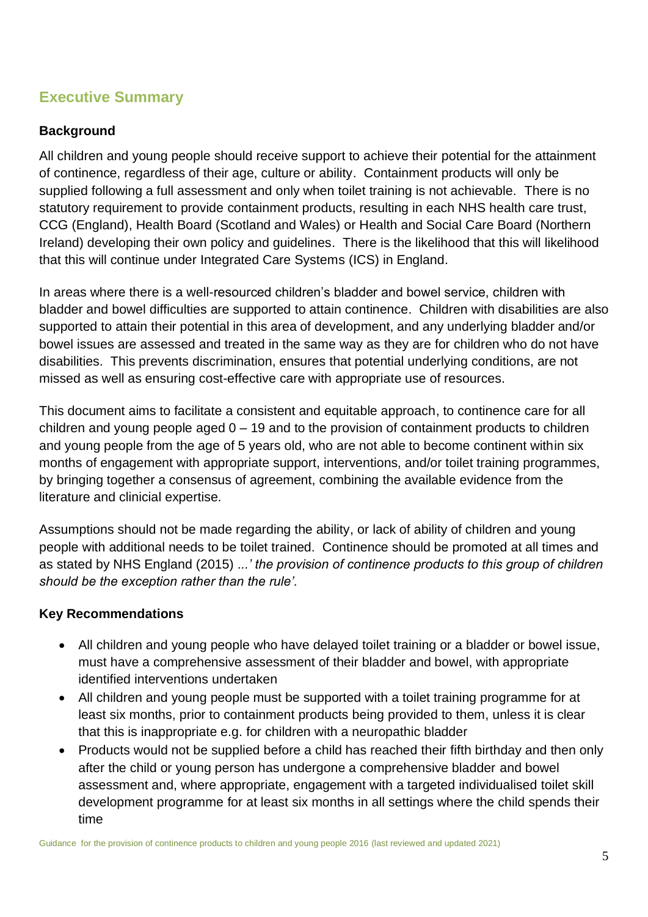## Executive Summary

### Background

All children and young people should receive support to achieve their potential for the attainment of continence, regardless of their age, culture or ability. Containment products will only be supplied following a full assessment and only when toilet training is not achievable. There is no statutory requirement to provide containment products, resulting in each NHS health care trust, CCG (England), Health Board (Scotland and Wales) or Health and Social Care Board (Northern Ireland) developing their own policy and guidelines. There is the likelihood that this will likelihood that this will continue under Integrated Care Systems (ICS) in England.

In areas where there is a well-resourced children's bladder and bowel service, children with bladder and bowel difficulties are supported to attain continence. Children with disabilities are also supported to attain their potential in this area of development, and any underlying bladder and/or bowel issues are assessed and treated in the same way as they are for children who do not have disabilities. This prevents discrimination, ensures that potential underlying conditions, are not missed as well as ensuring cost-effective care with appropriate use of resources.

This document aims to facilitate a consistent and equitable approach, to continence care for all children and young people aged 0 – 19 and to the provision of containment products to children and young people from the age of 5 years old, who are not able to become continent within six months of engagement with appropriate support, interventions, and/or toilet training programmes, by bringing together a consensus of agreement, combining the available evidence from the literature and clinicial expertise.

Assumptions should not be made regarding the ability, or lack of ability of children and young people with additional needs to be toilet trained. Continence should be promoted at all times and as stated by NHS England (2015) *...' the provision of continence products to this group of children should be the exception rather than the rule'.*

### Key Recommendations

- All children and young people who have delayed toilet training or a bladder or bowel issue, must have a comprehensive assessment of their bladder and bowel, with appropriate identified interventions undertaken
- All children and young people must be supported with a toilet training programme for at least six months, prior to containment products being provided to them, unless it is clear that this is inappropriate e.g. for children with a neuropathic bladder
- Products would not be supplied before a child has reached their fifth birthday and then only after the child or young person has undergone a comprehensive bladder and bowel assessment and, where appropriate, engagement with a targeted individualised toilet skill development programme for at least six months in all settings where the child spends their time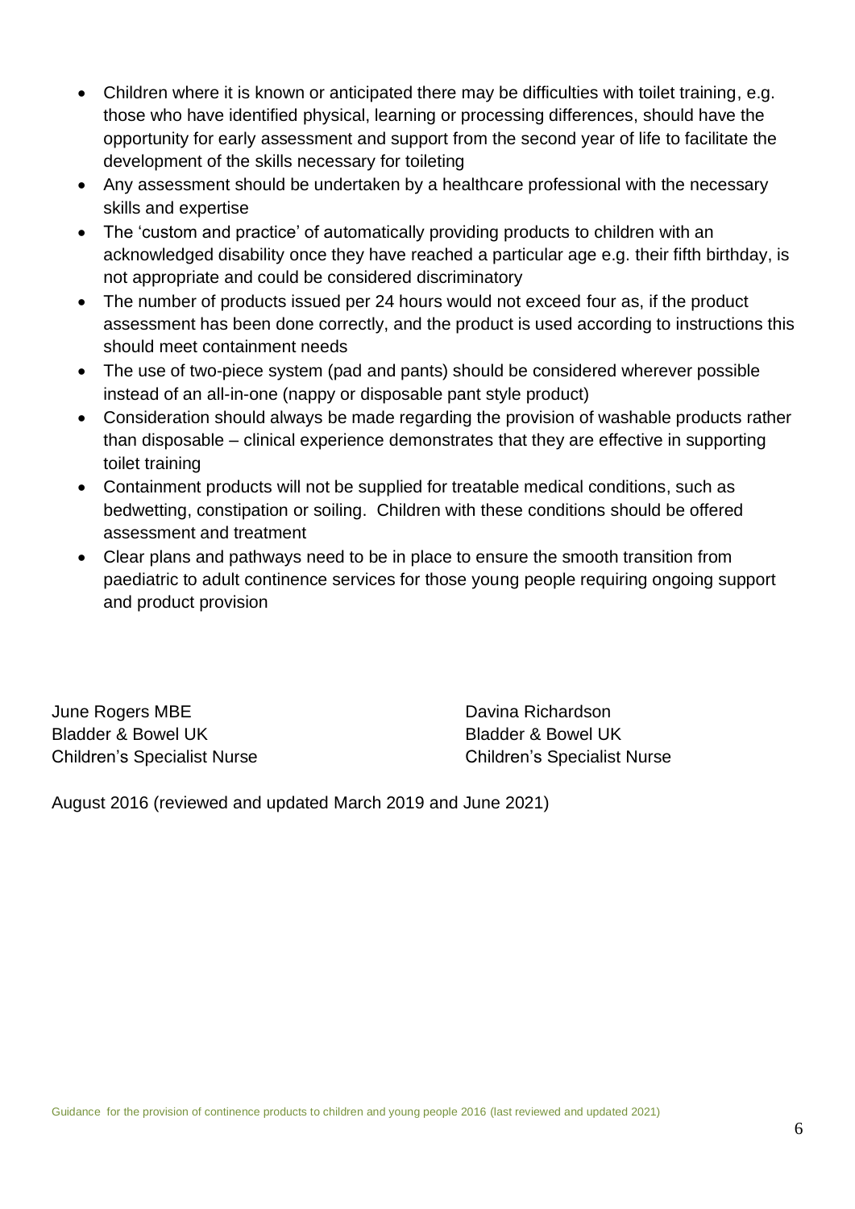- Children where it is known or anticipated there may be difficulties with toilet training, e.g. those who have identified physical, learning or processing differences, should have the opportunity for early assessment and support from the second year of life to facilitate the development of the skills necessary for toileting
- Any assessment should be undertaken by a healthcare professional with the necessary skills and expertise
- The 'custom and practice' of automatically providing products to children with an acknowledged disability once they have reached a particular age e.g. their fifth birthday, is not appropriate and could be considered discriminatory
- The number of products issued per 24 hours would not exceed four as, if the product assessment has been done correctly, and the product is used according to instructions this should meet containment needs
- The use of two-piece system (pad and pants) should be considered wherever possible instead of an all-in-one (nappy or disposable pant style product)
- Consideration should always be made regarding the provision of washable products rather than disposable – clinical experience demonstrates that they are effective in supporting toilet training
- Containment products will not be supplied for treatable medical conditions, such as bedwetting, constipation or soiling. Children with these conditions should be offered assessment and treatment
- Clear plans and pathways need to be in place to ensure the smooth transition from paediatric to adult continence services for those young people requiring ongoing support and product provision

June Rogers MBE
Bladder & Bowel UK
Children's Specialist Nurse

Davina Richardson
Bladder & Bowel UK
Children's Specialist Nurse

August 2016 (reviewed and updated March 2019 and June 2021)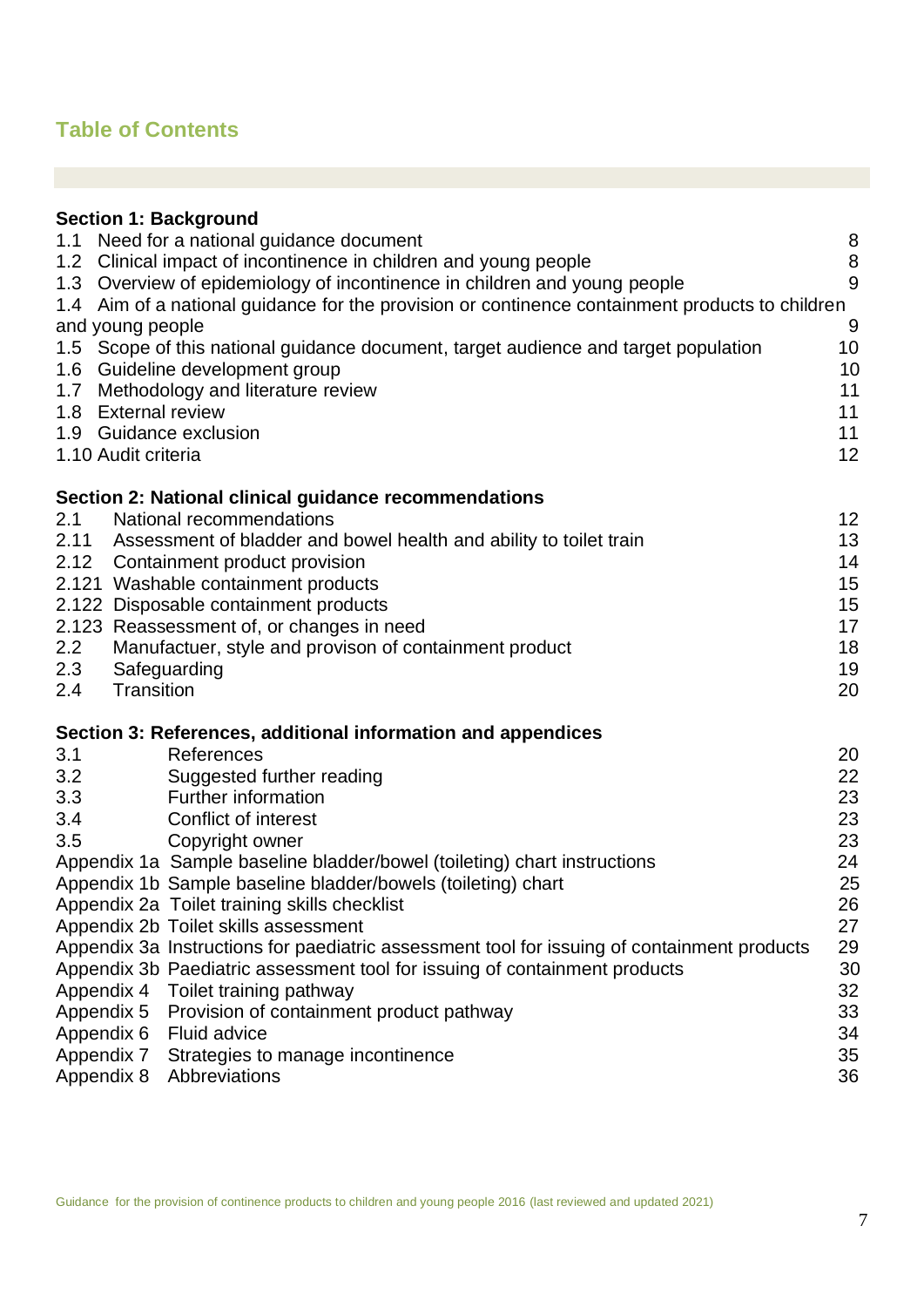## Table of Contents

**Section 1: Background**

| | | |
|---|---|---|
| 1.1 | Need for a national guidance document | 8 |
| 1.2 | Clinical impact of incontinence in children and young people | 8 |
| 1.3 | Overview of epidemiology of incontinence in children and young people | 9 |
| 1.4 | Aim of a national guidance for the provision or continence containment products to children and young people | 9 |
| 1.5 | Scope of this national guidance document, target audience and target population | 10 |
| 1.6 | Guideline development group | 10 |
| 1.7 | Methodology and literature review | 11 |
| 1.8 | External review | 11 |
| 1.9 | Guidance exclusion | 11 |
| 1.10 | Audit criteria | 12 |

**Section 2: National clinical guidance recommendations**

| | | |
|---|---|---|
| 2.1 | National recommendations | 12 |
| 2.11 | Assessment of bladder and bowel health and ability to toilet train | 13 |
| 2.12 | Containment product provision | 14 |
| 2.121 | Washable containment products | 15 |
| 2.122 | Disposable containment products | 15 |
| 2.123 | Reassessment of, or changes in need | 17 |
| 2.2 | Manufactuer, style and provison of containment product | 18 |
| 2.3 | Safeguarding | 19 |
| 2.4 | Transition | 20 |

**Section 3: References, additional information and appendices**

| | | |
|---|---|---|
| 3.1 | References | 20 |
| 3.2 | Suggested further reading | 22 |
| 3.3 | Further information | 23 |
| 3.4 | Conflict of interest | 23 |
| 3.5 | Copyright owner | 23 |
| Appendix 1a | Sample baseline bladder/bowel (toileting) chart instructions | 24 |
| Appendix 1b | Sample baseline bladder/bowels (toileting) chart | 25 |
| Appendix 2a | Toilet training skills checklist | 26 |
| Appendix 2b | Toilet skills assessment | 27 |
| Appendix 3a | Instructions for paediatric assessment tool for issuing of containment products | 29 |
| Appendix 3b | Paediatric assessment tool for issuing of containment products | 30 |
| Appendix 4 | Toilet training pathway | 32 |
| Appendix 5 | Provision of containment product pathway | 33 |
| Appendix 6 | Fluid advice | 34 |
| Appendix 7 | Strategies to manage incontinence | 35 |
| Appendix 8 | Abbreviations | 36 |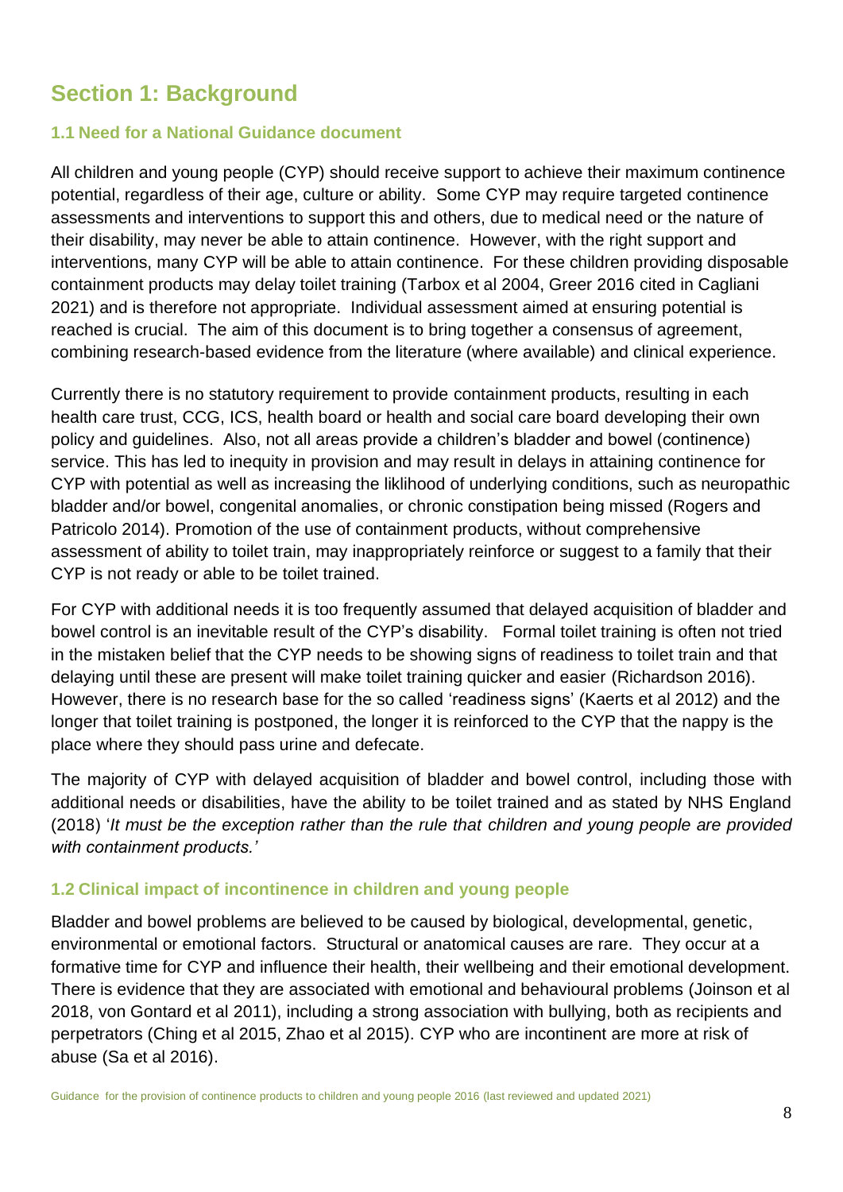## Section 1: Background

### 1.1 Need for a National Guidance document

All children and young people (CYP) should receive support to achieve their maximum continence potential, regardless of their age, culture or ability. Some CYP may require targeted continence assessments and interventions to support this and others, due to medical need or the nature of their disability, may never be able to attain continence. However, with the right support and interventions, many CYP will be able to attain continence. For these children providing disposable containment products may delay toilet training (Tarbox et al 2004, Greer 2016 cited in Cagliani 2021) and is therefore not appropriate. Individual assessment aimed at ensuring potential is reached is crucial. The aim of this document is to bring together a consensus of agreement, combining research-based evidence from the literature (where available) and clinical experience.

Currently there is no statutory requirement to provide containment products, resulting in each health care trust, CCG, ICS, health board or health and social care board developing their own policy and guidelines. Also, not all areas provide a children's bladder and bowel (continence) service. This has led to inequity in provision and may result in delays in attaining continence for CYP with potential as well as increasing the liklihood of underlying conditions, such as neuropathic bladder and/or bowel, congenital anomalies, or chronic constipation being missed (Rogers and Patricolo 2014). Promotion of the use of containment products, without comprehensive assessment of ability to toilet train, may inappropriately reinforce or suggest to a family that their CYP is not ready or able to be toilet trained.

For CYP with additional needs it is too frequently assumed that delayed acquisition of bladder and bowel control is an inevitable result of the CYP's disability. Formal toilet training is often not tried in the mistaken belief that the CYP needs to be showing signs of readiness to toilet train and that delaying until these are present will make toilet training quicker and easier (Richardson 2016). However, there is no research base for the so called 'readiness signs' (Kaerts et al 2012) and the longer that toilet training is postponed, the longer it is reinforced to the CYP that the nappy is the place where they should pass urine and defecate.

The majority of CYP with delayed acquisition of bladder and bowel control, including those with additional needs or disabilities, have the ability to be toilet trained and as stated by NHS England (2018) '*It must be the exception rather than the rule that children and young people are provided with containment products.'*

### 1.2 Clinical impact of incontinence in children and young people

Bladder and bowel problems are believed to be caused by biological, developmental, genetic, environmental or emotional factors. Structural or anatomical causes are rare. They occur at a formative time for CYP and influence their health, their wellbeing and their emotional development. There is evidence that they are associated with emotional and behavioural problems (Joinson et al 2018, von Gontard et al 2011), including a strong association with bullying, both as recipients and perpetrators (Ching et al 2015, Zhao et al 2015). CYP who are incontinent are more at risk of abuse (Sa et al 2016).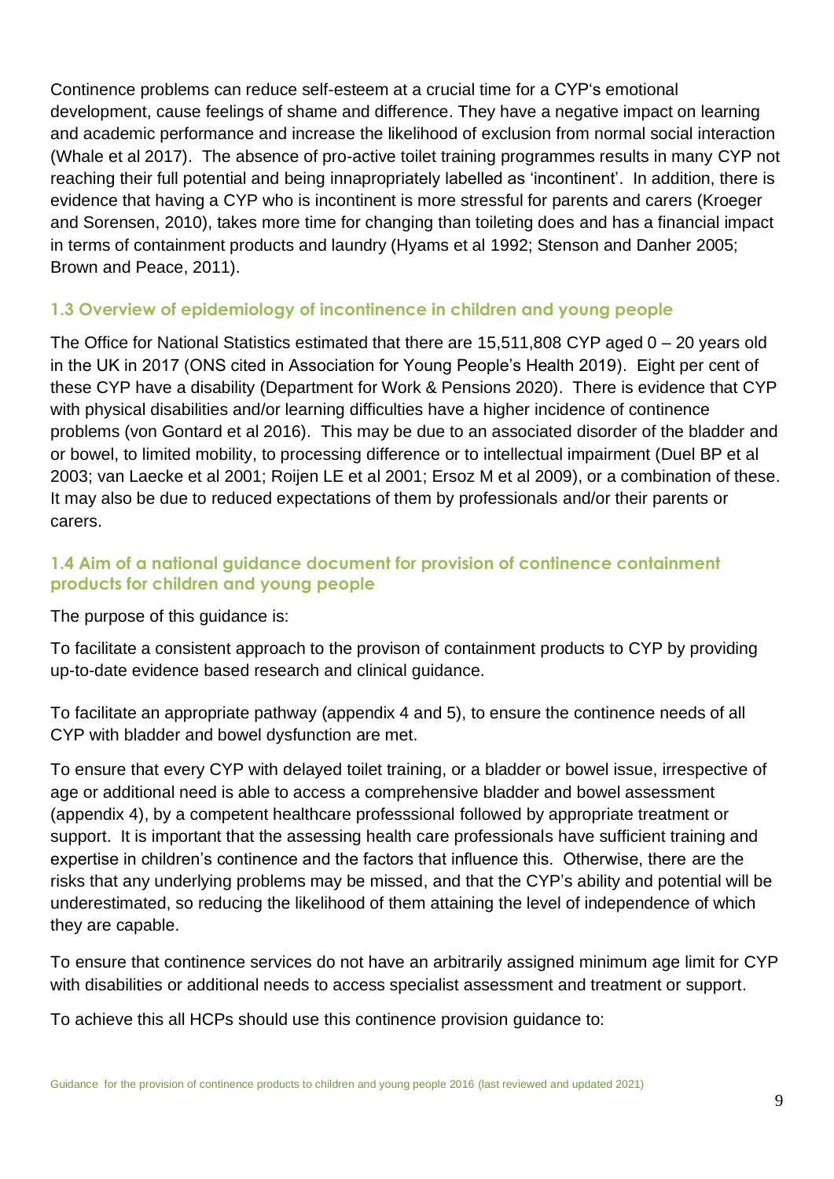Continence problems can reduce self-esteem at a crucial time for a CYP's emotional development, cause feelings of shame and difference. They have a negative impact on learning and academic performance and increase the likelihood of exclusion from normal social interaction (Whale et al 2017). The absence of pro-active toilet training programmes results in many CYP not reaching their full potential and being innapropriately labelled as 'incontinent'. In addition, there is evidence that having a CYP who is incontinent is more stressful for parents and carers (Kroeger and Sorensen, 2010), takes more time for changing than toileting does and has a financial impact in terms of containment products and laundry (Hyams et al 1992; Stenson and Danher 2005; Brown and Peace, 2011).

### 1.3 Overview of epidemiology of incontinence in children and young people

The Office for National Statistics estimated that there are 15,511,808 CYP aged 0 – 20 years old in the UK in 2017 (ONS cited in Association for Young People's Health 2019). Eight per cent of these CYP have a disability (Department for Work & Pensions 2020). There is evidence that CYP with physical disabilities and/or learning difficulties have a higher incidence of continence problems (von Gontard et al 2016). This may be due to an associated disorder of the bladder and or bowel, to limited mobility, to processing difference or to intellectual impairment (Duel BP et al 2003; van Laecke et al 2001; Roijen LE et al 2001; Ersoz M et al 2009), or a combination of these. It may also be due to reduced expectations of them by professionals and/or their parents or carers.

### 1.4 Aim of a national guidance document for provision of continence containment products for children and young people

The purpose of this guidance is:

To facilitate a consistent approach to the provison of containment products to CYP by providing up-to-date evidence based research and clinical guidance.

To facilitate an appropriate pathway (appendix 4 and 5), to ensure the continence needs of all CYP with bladder and bowel dysfunction are met.

To ensure that every CYP with delayed toilet training, or a bladder or bowel issue, irrespective of age or additional need is able to access a comprehensive bladder and bowel assessment (appendix 4), by a competent healthcare professsional followed by appropriate treatment or support. It is important that the assessing health care professionals have sufficient training and expertise in children's continence and the factors that influence this. Otherwise, there are the risks that any underlying problems may be missed, and that the CYP's ability and potential will be underestimated, so reducing the likelihood of them attaining the level of independence of which they are capable.

To ensure that continence services do not have an arbitrarily assigned minimum age limit for CYP with disabilities or additional needs to access specialist assessment and treatment or support.

To achieve this all HCPs should use this continence provision guidance to: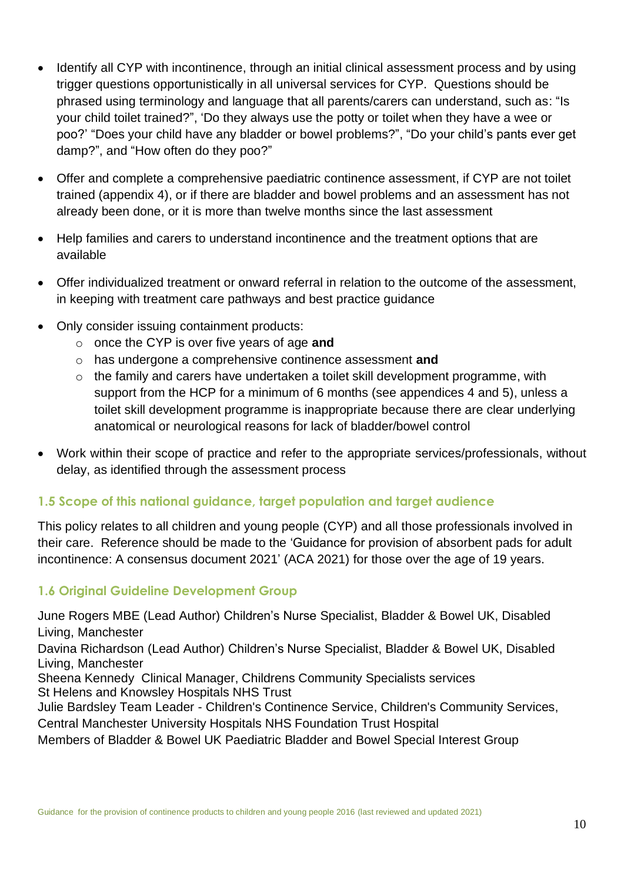- Identify all CYP with incontinence, through an initial clinical assessment process and by using trigger questions opportunistically in all universal services for CYP. Questions should be phrased using terminology and language that all parents/carers can understand, such as: "Is your child toilet trained?", 'Do they always use the potty or toilet when they have a wee or poo?' "Does your child have any bladder or bowel problems?", "Do your child's pants ever get damp?", and "How often do they poo?"

- Offer and complete a comprehensive paediatric continence assessment, if CYP are not toilet trained (appendix 4), or if there are bladder and bowel problems and an assessment has not already been done, or it is more than twelve months since the last assessment

- Help families and carers to understand incontinence and the treatment options that are available

- Offer individualized treatment or onward referral in relation to the outcome of the assessment, in keeping with treatment care pathways and best practice guidance

- Only consider issuing containment products:
    - once the CYP is over five years of age **and**
    - has undergone a comprehensive continence assessment **and**
    - the family and carers have undertaken a toilet skill development programme, with support from the HCP for a minimum of 6 months (see appendices 4 and 5), unless a toilet skill development programme is inappropriate because there are clear underlying anatomical or neurological reasons for lack of bladder/bowel control

- Work within their scope of practice and refer to the appropriate services/professionals, without delay, as identified through the assessment process

### 1.5 Scope of this national guidance, target population and target audience

This policy relates to all children and young people (CYP) and all those professionals involved in their care. Reference should be made to the 'Guidance for provision of absorbent pads for adult incontinence: A consensus document 2021' (ACA 2021) for those over the age of 19 years.

### 1.6 Original Guideline Development Group

June Rogers MBE (Lead Author) Children's Nurse Specialist, Bladder & Bowel UK, Disabled Living, Manchester
Davina Richardson (Lead Author) Children's Nurse Specialist, Bladder & Bowel UK, Disabled Living, Manchester
Sheena Kennedy Clinical Manager, Childrens Community Specialists services
St Helens and Knowsley Hospitals NHS Trust
Julie Bardsley Team Leader - Children's Continence Service, Children's Community Services, Central Manchester University Hospitals NHS Foundation Trust Hospital
Members of Bladder & Bowel UK Paediatric Bladder and Bowel Special Interest Group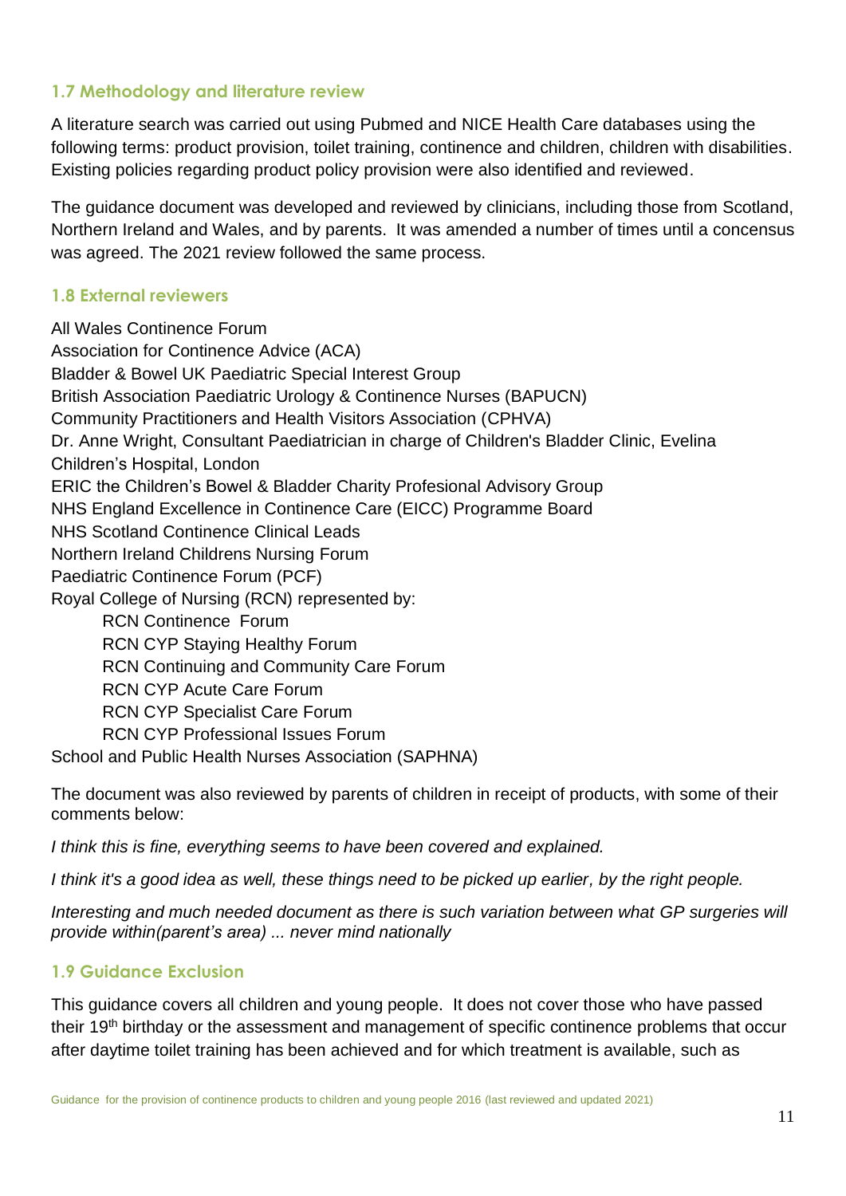## 1.7 Methodology and literature review

A literature search was carried out using Pubmed and NICE Health Care databases using the following terms: product provision, toilet training, continence and children, children with disabilities. Existing policies regarding product policy provision were also identified and reviewed.

The guidance document was developed and reviewed by clinicians, including those from Scotland, Northern Ireland and Wales, and by parents. It was amended a number of times until a concensus was agreed. The 2021 review followed the same process.

## 1.8 External reviewers

All Wales Continence Forum
Association for Continence Advice (ACA)
Bladder & Bowel UK Paediatric Special Interest Group
British Association Paediatric Urology & Continence Nurses (BAPUCN)
Community Practitioners and Health Visitors Association (CPHVA)
Dr. Anne Wright, Consultant Paediatrician in charge of Children's Bladder Clinic, Evelina Children's Hospital, London
ERIC the Children's Bowel & Bladder Charity Profesional Advisory Group
NHS England Excellence in Continence Care (EICC) Programme Board
NHS Scotland Continence Clinical Leads
Northern Ireland Childrens Nursing Forum
Paediatric Continence Forum (PCF)
Royal College of Nursing (RCN) represented by:

- RCN Continence Forum
- RCN CYP Staying Healthy Forum
- RCN Continuing and Community Care Forum
- RCN CYP Acute Care Forum
- RCN CYP Specialist Care Forum
- RCN CYP Professional Issues Forum

School and Public Health Nurses Association (SAPHNA)

The document was also reviewed by parents of children in receipt of products, with some of their comments below:

*I think this is fine, everything seems to have been covered and explained.*

*I think it's a good idea as well, these things need to be picked up earlier, by the right people.*

*Interesting and much needed document as there is such variation between what GP surgeries will provide within(parent's area) ... never mind nationally*

## 1.9 Guidance Exclusion

This guidance covers all children and young people. It does not cover those who have passed their 19th birthday or the assessment and management of specific continence problems that occur after daytime toilet training has been achieved and for which treatment is available, such as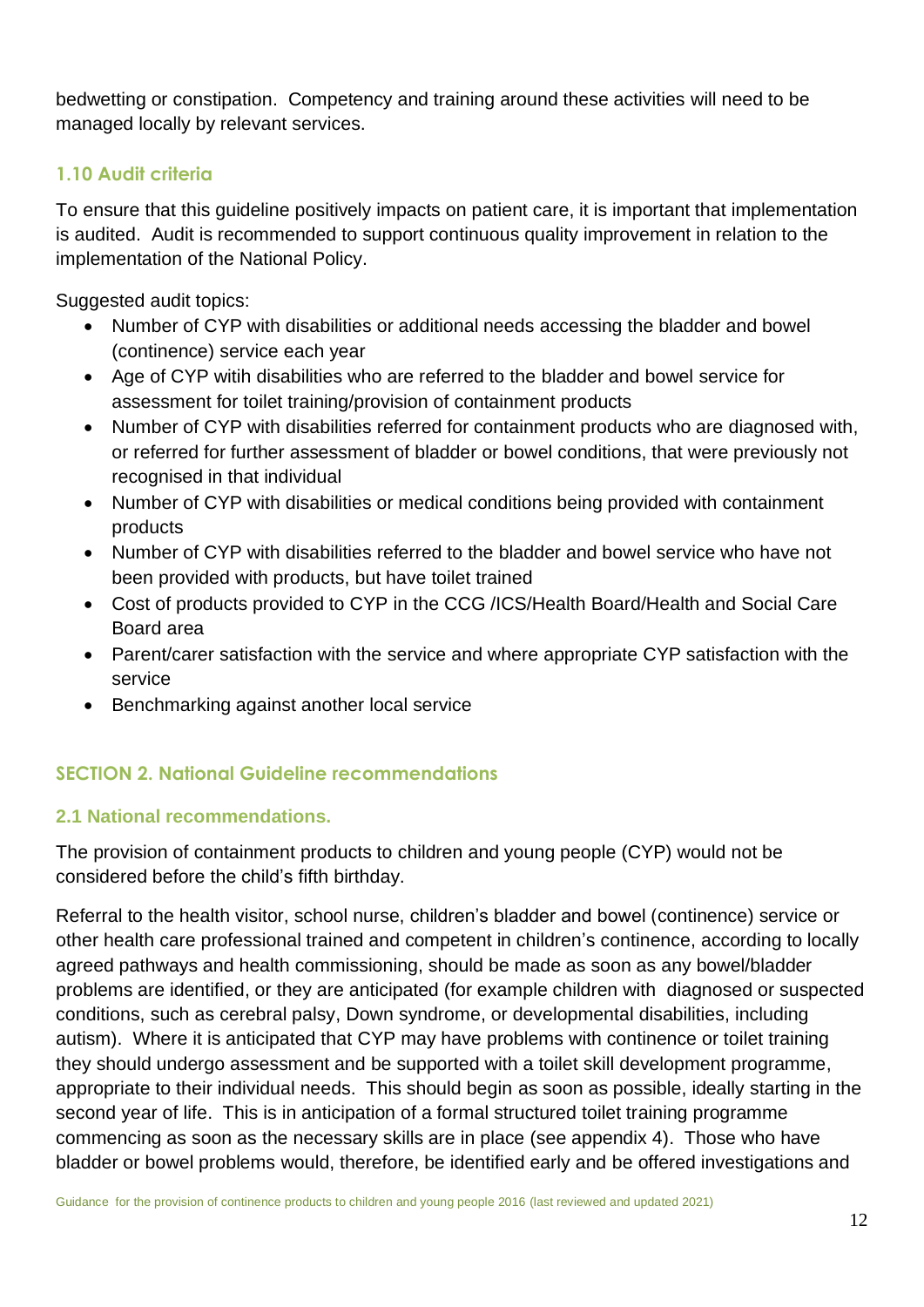bedwetting or constipation. Competency and training around these activities will need to be managed locally by relevant services.

### 1.10 Audit criteria

To ensure that this guideline positively impacts on patient care, it is important that implementation is audited. Audit is recommended to support continuous quality improvement in relation to the implementation of the National Policy.

Suggested audit topics:

- Number of CYP with disabilities or additional needs accessing the bladder and bowel (continence) service each year
- Age of CYP witih disabilities who are referred to the bladder and bowel service for assessment for toilet training/provision of containment products
- Number of CYP with disabilities referred for containment products who are diagnosed with, or referred for further assessment of bladder or bowel conditions, that were previously not recognised in that individual
- Number of CYP with disabilities or medical conditions being provided with containment products
- Number of CYP with disabilities referred to the bladder and bowel service who have not been provided with products, but have toilet trained
- Cost of products provided to CYP in the CCG /ICS/Health Board/Health and Social Care Board area
- Parent/carer satisfaction with the service and where appropriate CYP satisfaction with the service
- Benchmarking against another local service

## SECTION 2. National Guideline recommendations

### 2.1 National recommendations.

The provision of containment products to children and young people (CYP) would not be considered before the child's fifth birthday.

Referral to the health visitor, school nurse, children's bladder and bowel (continence) service or other health care professional trained and competent in children's continence, according to locally agreed pathways and health commissioning, should be made as soon as any bowel/bladder problems are identified, or they are anticipated (for example children with diagnosed or suspected conditions, such as cerebral palsy, Down syndrome, or developmental disabilities, including autism). Where it is anticipated that CYP may have problems with continence or toilet training they should undergo assessment and be supported with a toilet skill development programme, appropriate to their individual needs. This should begin as soon as possible, ideally starting in the second year of life. This is in anticipation of a formal structured toilet training programme commencing as soon as the necessary skills are in place (see appendix 4). Those who have bladder or bowel problems would, therefore, be identified early and be offered investigations and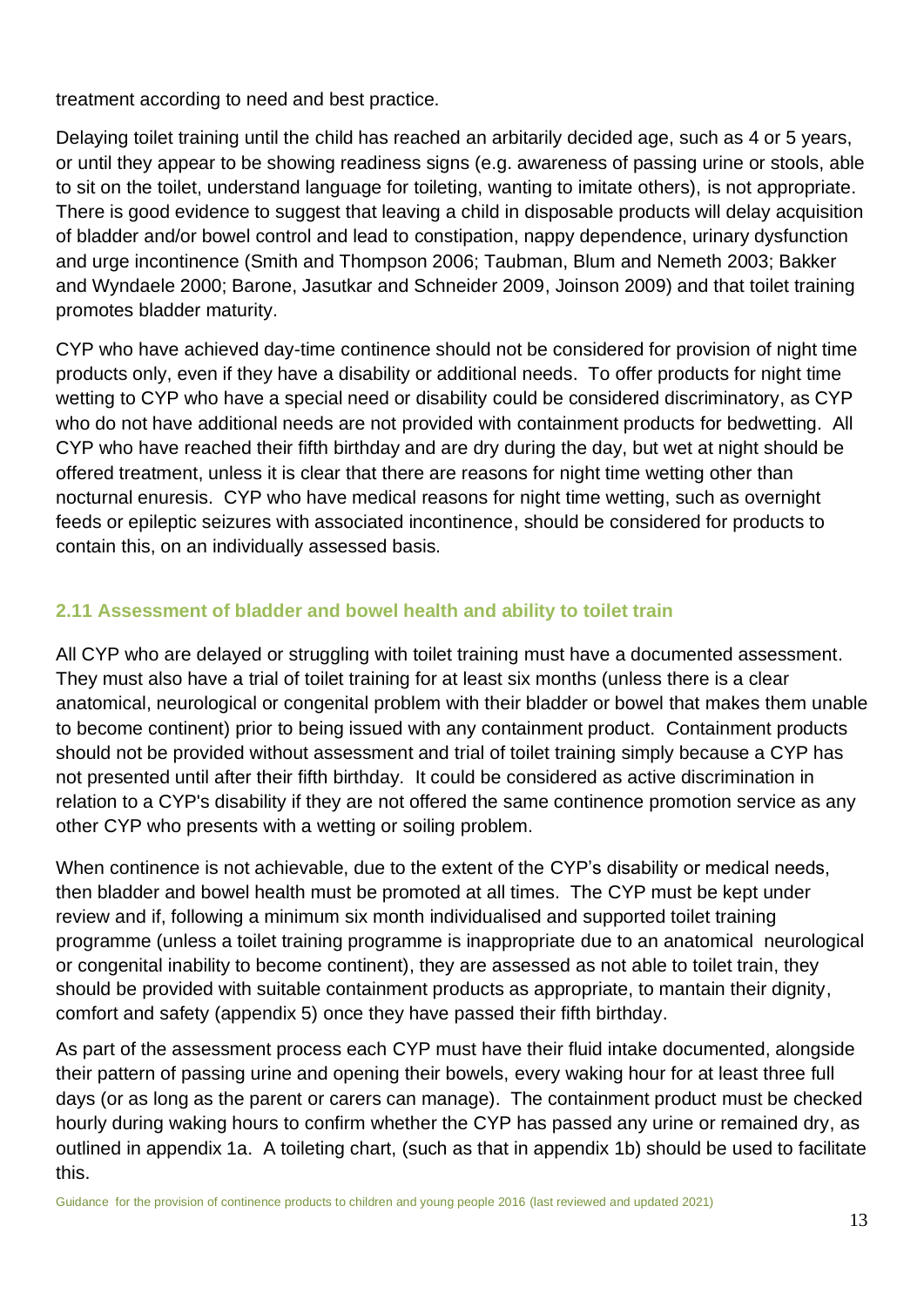treatment according to need and best practice.

Delaying toilet training until the child has reached an arbitarily decided age, such as 4 or 5 years, or until they appear to be showing readiness signs (e.g. awareness of passing urine or stools, able to sit on the toilet, understand language for toileting, wanting to imitate others), is not appropriate. There is good evidence to suggest that leaving a child in disposable products will delay acquisition of bladder and/or bowel control and lead to constipation, nappy dependence, urinary dysfunction and urge incontinence (Smith and Thompson 2006; Taubman, Blum and Nemeth 2003; Bakker and Wyndaele 2000; Barone, Jasutkar and Schneider 2009, Joinson 2009) and that toilet training promotes bladder maturity.

CYP who have achieved day-time continence should not be considered for provision of night time products only, even if they have a disability or additional needs. To offer products for night time wetting to CYP who have a special need or disability could be considered discriminatory, as CYP who do not have additional needs are not provided with containment products for bedwetting. All CYP who have reached their fifth birthday and are dry during the day, but wet at night should be offered treatment, unless it is clear that there are reasons for night time wetting other than nocturnal enuresis. CYP who have medical reasons for night time wetting, such as overnight feeds or epileptic seizures with associated incontinence, should be considered for products to contain this, on an individually assessed basis.

### 2.11 Assessment of bladder and bowel health and ability to toilet train

All CYP who are delayed or struggling with toilet training must have a documented assessment. They must also have a trial of toilet training for at least six months (unless there is a clear anatomical, neurological or congenital problem with their bladder or bowel that makes them unable to become continent) prior to being issued with any containment product. Containment products should not be provided without assessment and trial of toilet training simply because a CYP has not presented until after their fifth birthday. It could be considered as active discrimination in relation to a CYP's disability if they are not offered the same continence promotion service as any other CYP who presents with a wetting or soiling problem.

When continence is not achievable, due to the extent of the CYP's disability or medical needs, then bladder and bowel health must be promoted at all times. The CYP must be kept under review and if, following a minimum six month individualised and supported toilet training programme (unless a toilet training programme is inappropriate due to an anatomical neurological or congenital inability to become continent), they are assessed as not able to toilet train, they should be provided with suitable containment products as appropriate, to mantain their dignity, comfort and safety (appendix 5) once they have passed their fifth birthday.

As part of the assessment process each CYP must have their fluid intake documented, alongside their pattern of passing urine and opening their bowels, every waking hour for at least three full days (or as long as the parent or carers can manage). The containment product must be checked hourly during waking hours to confirm whether the CYP has passed any urine or remained dry, as outlined in appendix 1a. A toileting chart, (such as that in appendix 1b) should be used to facilitate this.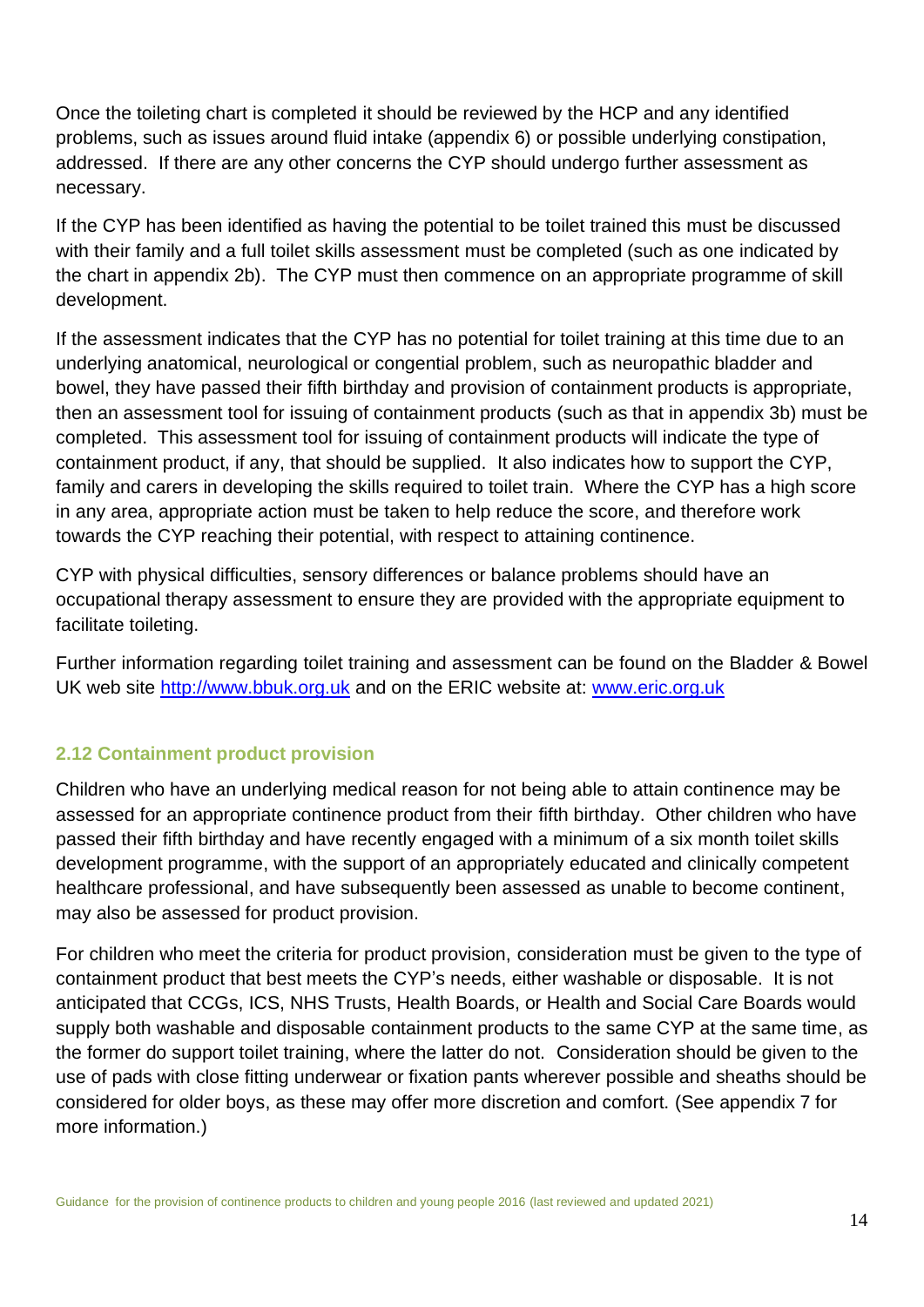Once the toileting chart is completed it should be reviewed by the HCP and any identified problems, such as issues around fluid intake (appendix 6) or possible underlying constipation, addressed. If there are any other concerns the CYP should undergo further assessment as necessary.

If the CYP has been identified as having the potential to be toilet trained this must be discussed with their family and a full toilet skills assessment must be completed (such as one indicated by the chart in appendix 2b). The CYP must then commence on an appropriate programme of skill development.

If the assessment indicates that the CYP has no potential for toilet training at this time due to an underlying anatomical, neurological or congential problem, such as neuropathic bladder and bowel, they have passed their fifth birthday and provision of containment products is appropriate, then an assessment tool for issuing of containment products (such as that in appendix 3b) must be completed. This assessment tool for issuing of containment products will indicate the type of containment product, if any, that should be supplied. It also indicates how to support the CYP, family and carers in developing the skills required to toilet train. Where the CYP has a high score in any area, appropriate action must be taken to help reduce the score, and therefore work towards the CYP reaching their potential, with respect to attaining continence.

CYP with physical difficulties, sensory differences or balance problems should have an occupational therapy assessment to ensure they are provided with the appropriate equipment to facilitate toileting.

Further information regarding toilet training and assessment can be found on the Bladder & Bowel UK web site [http://www.bbuk.org.uk](http://www.bbuk.org.uk) and on the ERIC website at: [www.eric.org.uk](http://www.eric.org.uk)

### 2.12 Containment product provision

Children who have an underlying medical reason for not being able to attain continence may be assessed for an appropriate continence product from their fifth birthday. Other children who have passed their fifth birthday and have recently engaged with a minimum of a six month toilet skills development programme, with the support of an appropriately educated and clinically competent healthcare professional, and have subsequently been assessed as unable to become continent, may also be assessed for product provision.

For children who meet the criteria for product provision, consideration must be given to the type of containment product that best meets the CYP's needs, either washable or disposable. It is not anticipated that CCGs, ICS, NHS Trusts, Health Boards, or Health and Social Care Boards would supply both washable and disposable containment products to the same CYP at the same time, as the former do support toilet training, where the latter do not. Consideration should be given to the use of pads with close fitting underwear or fixation pants wherever possible and sheaths should be considered for older boys, as these may offer more discretion and comfort. (See appendix 7 for more information.)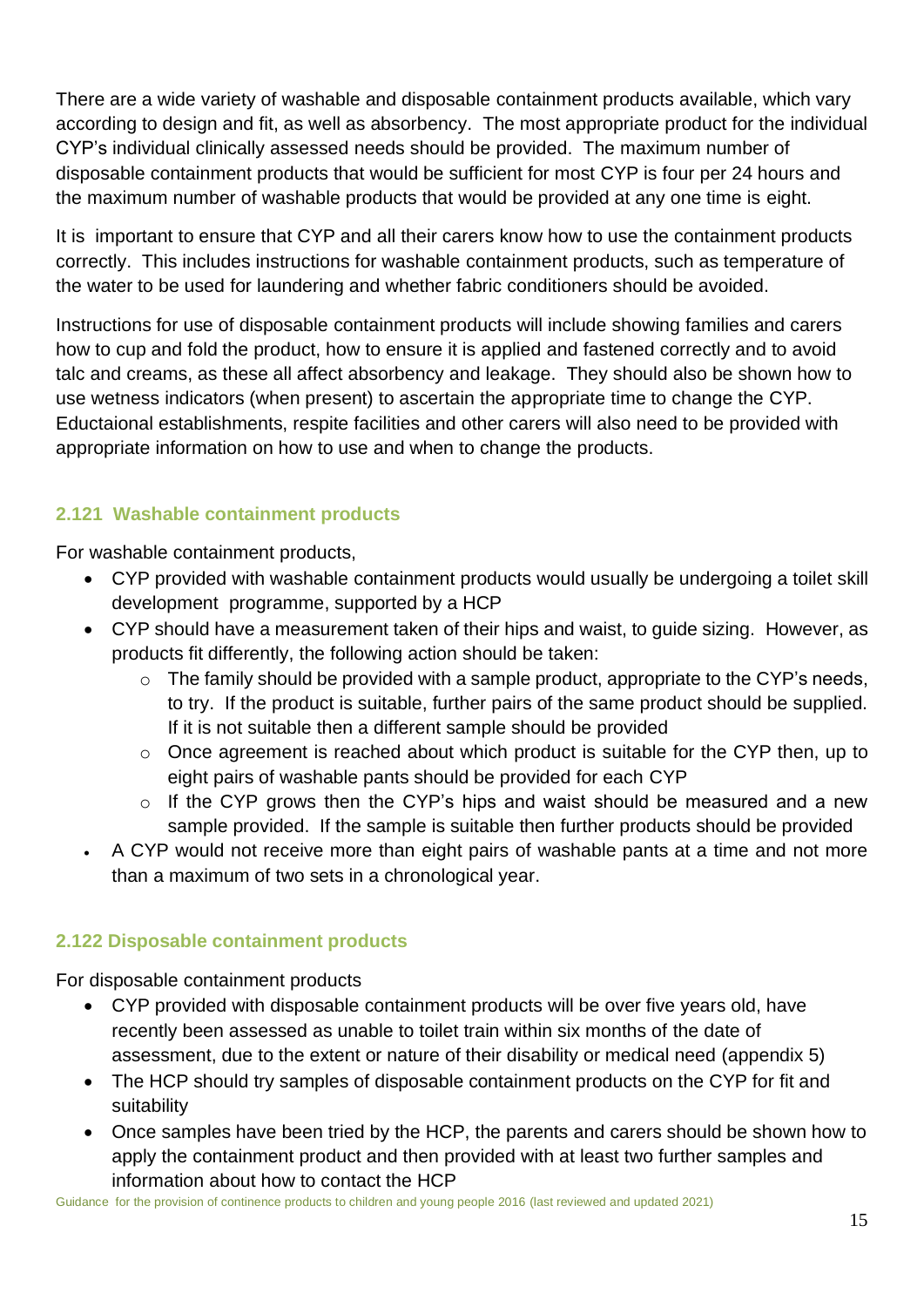There are a wide variety of washable and disposable containment products available, which vary according to design and fit, as well as absorbency. The most appropriate product for the individual CYP's individual clinically assessed needs should be provided. The maximum number of disposable containment products that would be sufficient for most CYP is four per 24 hours and the maximum number of washable products that would be provided at any one time is eight.

It is important to ensure that CYP and all their carers know how to use the containment products correctly. This includes instructions for washable containment products, such as temperature of the water to be used for laundering and whether fabric conditioners should be avoided.

Instructions for use of disposable containment products will include showing families and carers how to cup and fold the product, how to ensure it is applied and fastened correctly and to avoid talc and creams, as these all affect absorbency and leakage. They should also be shown how to use wetness indicators (when present) to ascertain the appropriate time to change the CYP. Eductaional establishments, respite facilities and other carers will also need to be provided with appropriate information on how to use and when to change the products.

### 2.121 Washable containment products

For washable containment products,

- CYP provided with washable containment products would usually be undergoing a toilet skill development programme, supported by a HCP
- CYP should have a measurement taken of their hips and waist, to guide sizing. However, as products fit differently, the following action should be taken:
    - The family should be provided with a sample product, appropriate to the CYP's needs, to try. If the product is suitable, further pairs of the same product should be supplied. If it is not suitable then a different sample should be provided
    - Once agreement is reached about which product is suitable for the CYP then, up to eight pairs of washable pants should be provided for each CYP
    - If the CYP grows then the CYP's hips and waist should be measured and a new sample provided. If the sample is suitable then further products should be provided
- A CYP would not receive more than eight pairs of washable pants at a time and not more than a maximum of two sets in a chronological year.

### 2.122 Disposable containment products

For disposable containment products

- CYP provided with disposable containment products will be over five years old, have recently been assessed as unable to toilet train within six months of the date of assessment, due to the extent or nature of their disability or medical need (appendix 5)
- The HCP should try samples of disposable containment products on the CYP for fit and suitability
- Once samples have been tried by the HCP, the parents and carers should be shown how to apply the containment product and then provided with at least two further samples and information about how to contact the HCP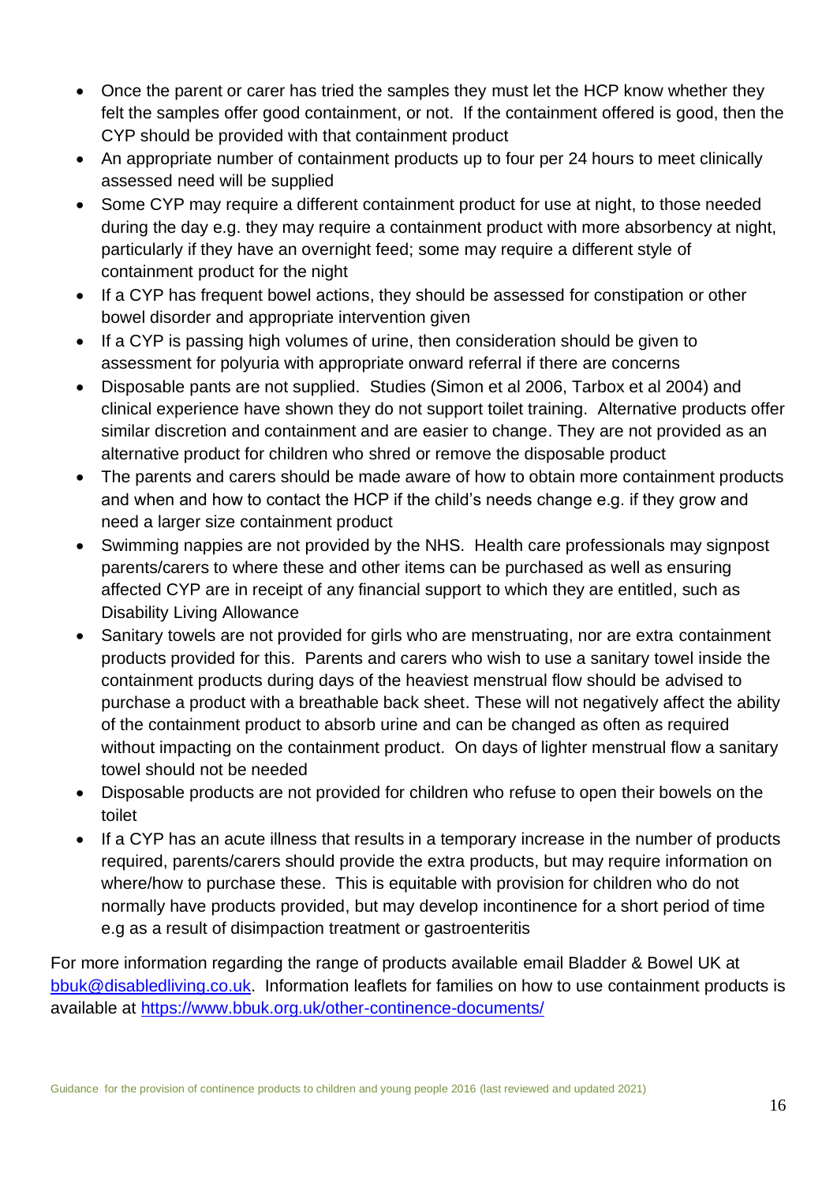- Once the parent or carer has tried the samples they must let the HCP know whether they felt the samples offer good containment, or not. If the containment offered is good, then the CYP should be provided with that containment product
- An appropriate number of containment products up to four per 24 hours to meet clinically assessed need will be supplied
- Some CYP may require a different containment product for use at night, to those needed during the day e.g. they may require a containment product with more absorbency at night, particularly if they have an overnight feed; some may require a different style of containment product for the night
- If a CYP has frequent bowel actions, they should be assessed for constipation or other bowel disorder and appropriate intervention given
- If a CYP is passing high volumes of urine, then consideration should be given to assessment for polyuria with appropriate onward referral if there are concerns
- Disposable pants are not supplied. Studies (Simon et al 2006, Tarbox et al 2004) and clinical experience have shown they do not support toilet training. Alternative products offer similar discretion and containment and are easier to change. They are not provided as an alternative product for children who shred or remove the disposable product
- The parents and carers should be made aware of how to obtain more containment products and when and how to contact the HCP if the child's needs change e.g. if they grow and need a larger size containment product
- Swimming nappies are not provided by the NHS. Health care professionals may signpost parents/carers to where these and other items can be purchased as well as ensuring affected CYP are in receipt of any financial support to which they are entitled, such as Disability Living Allowance
- Sanitary towels are not provided for girls who are menstruating, nor are extra containment products provided for this. Parents and carers who wish to use a sanitary towel inside the containment products during days of the heaviest menstrual flow should be advised to purchase a product with a breathable back sheet. These will not negatively affect the ability of the containment product to absorb urine and can be changed as often as required without impacting on the containment product. On days of lighter menstrual flow a sanitary towel should not be needed
- Disposable products are not provided for children who refuse to open their bowels on the toilet
- If a CYP has an acute illness that results in a temporary increase in the number of products required, parents/carers should provide the extra products, but may require information on where/how to purchase these. This is equitable with provision for children who do not normally have products provided, but may develop incontinence for a short period of time e.g as a result of disimpaction treatment or gastroenteritis

For more information regarding the range of products available email Bladder & Bowel UK at [bbuk@disabledliving.co.uk](mailto:bbuk@disabledliving.co.uk). Information leaflets for families on how to use containment products is available at [https://www.bbuk.org.uk/other-continence-documents/](https://www.bbuk.org.uk/other-continence-documents/)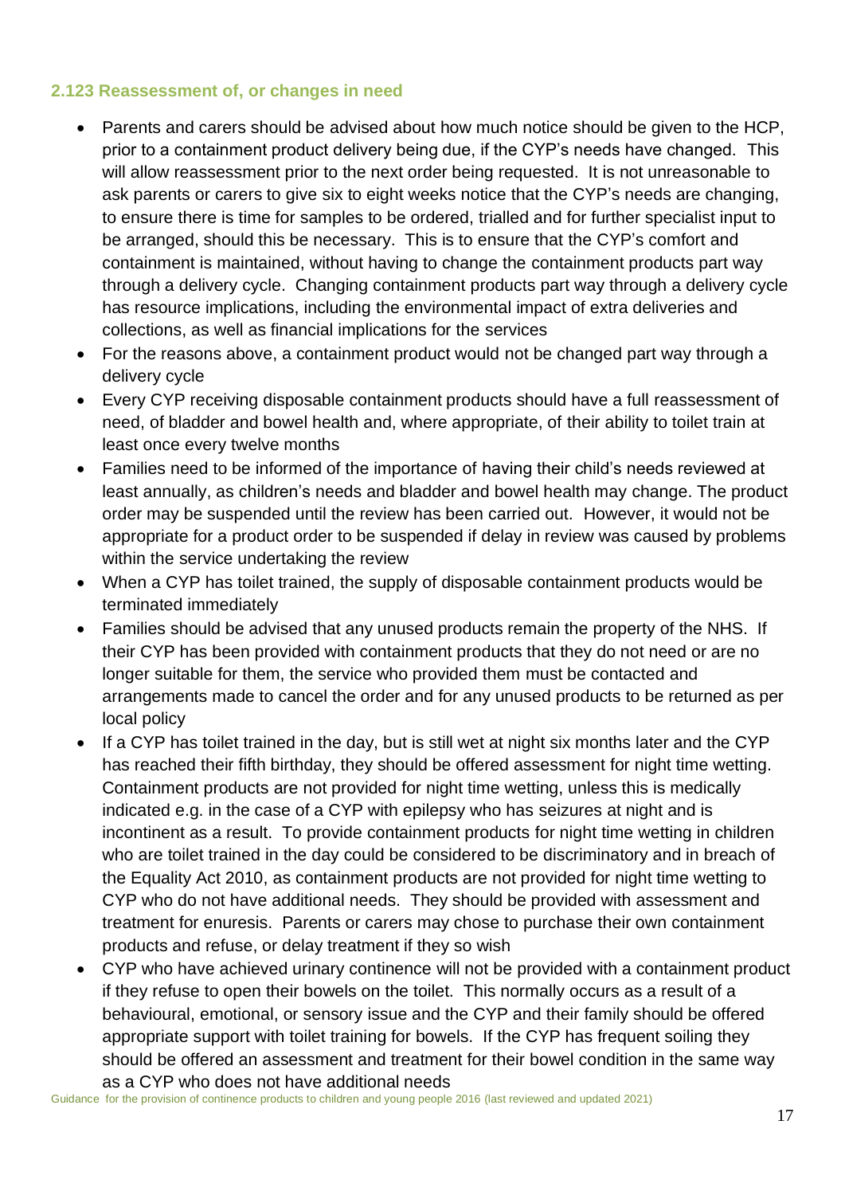### 2.123 Reassessment of, or changes in need

- Parents and carers should be advised about how much notice should be given to the HCP, prior to a containment product delivery being due, if the CYP's needs have changed. This will allow reassessment prior to the next order being requested. It is not unreasonable to ask parents or carers to give six to eight weeks notice that the CYP's needs are changing, to ensure there is time for samples to be ordered, trialled and for further specialist input to be arranged, should this be necessary. This is to ensure that the CYP's comfort and containment is maintained, without having to change the containment products part way through a delivery cycle. Changing containment products part way through a delivery cycle has resource implications, including the environmental impact of extra deliveries and collections, as well as financial implications for the services
- For the reasons above, a containment product would not be changed part way through a delivery cycle
- Every CYP receiving disposable containment products should have a full reassessment of need, of bladder and bowel health and, where appropriate, of their ability to toilet train at least once every twelve months
- Families need to be informed of the importance of having their child's needs reviewed at least annually, as children's needs and bladder and bowel health may change. The product order may be suspended until the review has been carried out. However, it would not be appropriate for a product order to be suspended if delay in review was caused by problems within the service undertaking the review
- When a CYP has toilet trained, the supply of disposable containment products would be terminated immediately
- Families should be advised that any unused products remain the property of the NHS. If their CYP has been provided with containment products that they do not need or are no longer suitable for them, the service who provided them must be contacted and arrangements made to cancel the order and for any unused products to be returned as per local policy
- If a CYP has toilet trained in the day, but is still wet at night six months later and the CYP has reached their fifth birthday, they should be offered assessment for night time wetting. Containment products are not provided for night time wetting, unless this is medically indicated e.g. in the case of a CYP with epilepsy who has seizures at night and is incontinent as a result. To provide containment products for night time wetting in children who are toilet trained in the day could be considered to be discriminatory and in breach of the Equality Act 2010, as containment products are not provided for night time wetting to CYP who do not have additional needs. They should be provided with assessment and treatment for enuresis. Parents or carers may chose to purchase their own containment products and refuse, or delay treatment if they so wish
- CYP who have achieved urinary continence will not be provided with a containment product if they refuse to open their bowels on the toilet. This normally occurs as a result of a behavioural, emotional, or sensory issue and the CYP and their family should be offered appropriate support with toilet training for bowels. If the CYP has frequent soiling they should be offered an assessment and treatment for their bowel condition in the same way as a CYP who does not have additional needs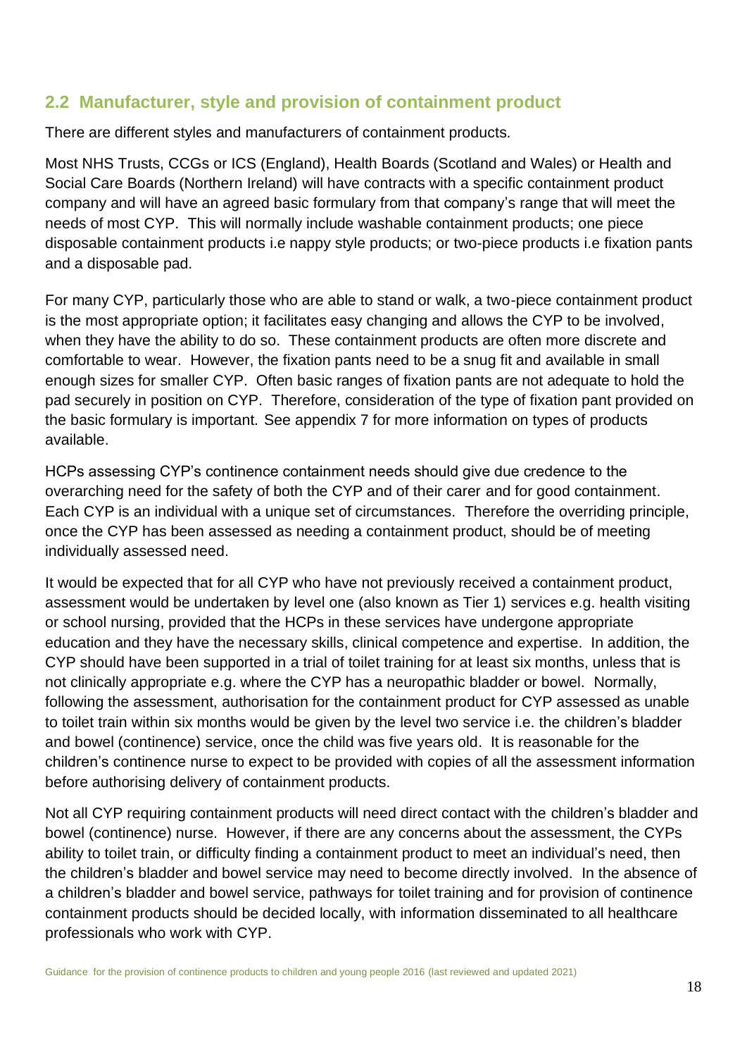## 2.2 Manufacturer, style and provision of containment product

There are different styles and manufacturers of containment products.

Most NHS Trusts, CCGs or ICS (England), Health Boards (Scotland and Wales) or Health and Social Care Boards (Northern Ireland) will have contracts with a specific containment product company and will have an agreed basic formulary from that company's range that will meet the needs of most CYP. This will normally include washable containment products; one piece disposable containment products i.e nappy style products; or two-piece products i.e fixation pants and a disposable pad.

For many CYP, particularly those who are able to stand or walk, a two-piece containment product is the most appropriate option; it facilitates easy changing and allows the CYP to be involved, when they have the ability to do so. These containment products are often more discrete and comfortable to wear. However, the fixation pants need to be a snug fit and available in small enough sizes for smaller CYP. Often basic ranges of fixation pants are not adequate to hold the pad securely in position on CYP. Therefore, consideration of the type of fixation pant provided on the basic formulary is important. See appendix 7 for more information on types of products available.

HCPs assessing CYP's continence containment needs should give due credence to the overarching need for the safety of both the CYP and of their carer and for good containment. Each CYP is an individual with a unique set of circumstances. Therefore the overriding principle, once the CYP has been assessed as needing a containment product, should be of meeting individually assessed need.

It would be expected that for all CYP who have not previously received a containment product, assessment would be undertaken by level one (also known as Tier 1) services e.g. health visiting or school nursing, provided that the HCPs in these services have undergone appropriate education and they have the necessary skills, clinical competence and expertise. In addition, the CYP should have been supported in a trial of toilet training for at least six months, unless that is not clinically appropriate e.g. where the CYP has a neuropathic bladder or bowel. Normally, following the assessment, authorisation for the containment product for CYP assessed as unable to toilet train within six months would be given by the level two service i.e. the children's bladder and bowel (continence) service, once the child was five years old. It is reasonable for the children's continence nurse to expect to be provided with copies of all the assessment information before authorising delivery of containment products.

Not all CYP requiring containment products will need direct contact with the children's bladder and bowel (continence) nurse. However, if there are any concerns about the assessment, the CYPs ability to toilet train, or difficulty finding a containment product to meet an individual's need, then the children's bladder and bowel service may need to become directly involved. In the absence of a children's bladder and bowel service, pathways for toilet training and for provision of continence containment products should be decided locally, with information disseminated to all healthcare professionals who work with CYP.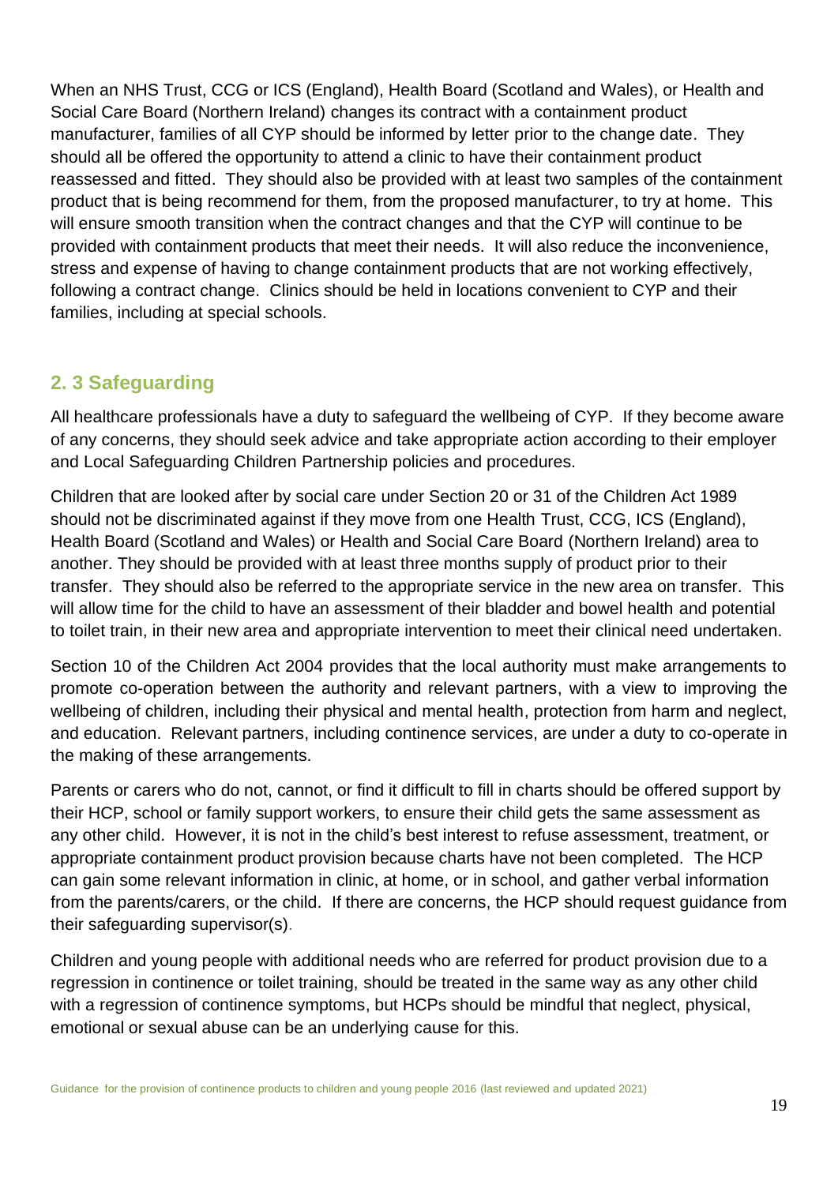When an NHS Trust, CCG or ICS (England), Health Board (Scotland and Wales), or Health and Social Care Board (Northern Ireland) changes its contract with a containment product manufacturer, families of all CYP should be informed by letter prior to the change date. They should all be offered the opportunity to attend a clinic to have their containment product reassessed and fitted. They should also be provided with at least two samples of the containment product that is being recommend for them, from the proposed manufacturer, to try at home. This will ensure smooth transition when the contract changes and that the CYP will continue to be provided with containment products that meet their needs. It will also reduce the inconvenience, stress and expense of having to change containment products that are not working effectively, following a contract change. Clinics should be held in locations convenient to CYP and their families, including at special schools.

## 2. 3 Safeguarding

All healthcare professionals have a duty to safeguard the wellbeing of CYP. If they become aware of any concerns, they should seek advice and take appropriate action according to their employer and Local Safeguarding Children Partnership policies and procedures.

Children that are looked after by social care under Section 20 or 31 of the Children Act 1989 should not be discriminated against if they move from one Health Trust, CCG, ICS (England), Health Board (Scotland and Wales) or Health and Social Care Board (Northern Ireland) area to another. They should be provided with at least three months supply of product prior to their transfer. They should also be referred to the appropriate service in the new area on transfer. This will allow time for the child to have an assessment of their bladder and bowel health and potential to toilet train, in their new area and appropriate intervention to meet their clinical need undertaken.

Section 10 of the Children Act 2004 provides that the local authority must make arrangements to promote co-operation between the authority and relevant partners, with a view to improving the wellbeing of children, including their physical and mental health, protection from harm and neglect, and education. Relevant partners, including continence services, are under a duty to co-operate in the making of these arrangements.

Parents or carers who do not, cannot, or find it difficult to fill in charts should be offered support by their HCP, school or family support workers, to ensure their child gets the same assessment as any other child. However, it is not in the child's best interest to refuse assessment, treatment, or appropriate containment product provision because charts have not been completed. The HCP can gain some relevant information in clinic, at home, or in school, and gather verbal information from the parents/carers, or the child. If there are concerns, the HCP should request guidance from their safeguarding supervisor(s).

Children and young people with additional needs who are referred for product provision due to a regression in continence or toilet training, should be treated in the same way as any other child with a regression of continence symptoms, but HCPs should be mindful that neglect, physical, emotional or sexual abuse can be an underlying cause for this.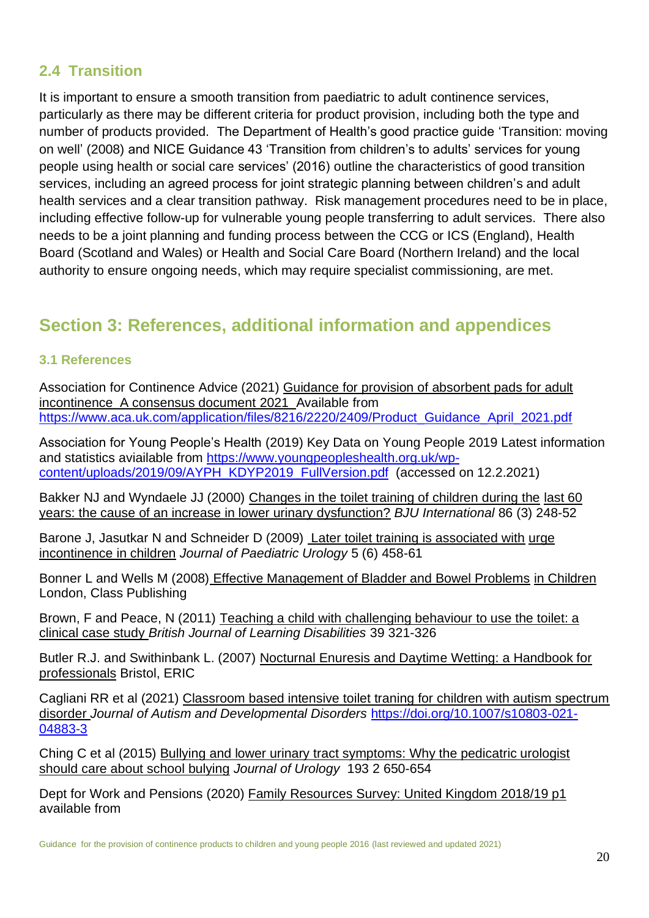## 2.4 Transition

It is important to ensure a smooth transition from paediatric to adult continence services, particularly as there may be different criteria for product provision, including both the type and number of products provided. The Department of Health's good practice guide 'Transition: moving on well' (2008) and NICE Guidance 43 'Transition from children's to adults' services for young people using health or social care services' (2016) outline the characteristics of good transition services, including an agreed process for joint strategic planning between children's and adult health services and a clear transition pathway. Risk management procedures need to be in place, including effective follow-up for vulnerable young people transferring to adult services. There also needs to be a joint planning and funding process between the CCG or ICS (England), Health Board (Scotland and Wales) or Health and Social Care Board (Northern Ireland) and the local authority to ensure ongoing needs, which may require specialist commissioning, are met.

# Section 3: References, additional information and appendices

### 3.1 References

Association for Continence Advice (2021) Guidance for provision of absorbent pads for adult incontinence A consensus document 2021 Available from https://www.aca.uk.com/application/files/8216/2220/2409/Product_Guidance_April_2021.pdf

Association for Young People's Health (2019) Key Data on Young People 2019 Latest information and statistics aviailable from https://www.youngpeopleshealth.org.uk/wp-content/uploads/2019/09/AYPH_KDYP2019_FullVersion.pdf (accessed on 12.2.2021)

Bakker NJ and Wyndaele JJ (2000) Changes in the toilet training of children during the last 60 years: the cause of an increase in lower urinary dysfunction? *BJU International* 86 (3) 248-52

Barone J, Jasutkar N and Schneider D (2009) Later toilet training is associated with urge incontinence in children *Journal of Paediatric Urology* 5 (6) 458-61

Bonner L and Wells M (2008) Effective Management of Bladder and Bowel Problems in Children London, Class Publishing

Brown, F and Peace, N (2011) Teaching a child with challenging behaviour to use the toilet: a clinical case study *British Journal of Learning Disabilities* 39 321-326

Butler R.J. and Swithinbank L. (2007) Nocturnal Enuresis and Daytime Wetting: a Handbook for professionals Bristol, ERIC

Cagliani RR et al (2021) Classroom based intensive toilet traning for children with autism spectrum disorder *Journal of Autism and Developmental Disorders* https://doi.org/10.1007/s10803-021-04883-3

Ching C et al (2015) Bullying and lower urinary tract symptoms: Why the pedicatric urologist should care about school bulying *Journal of Urology* 193 2 650-654

Dept for Work and Pensions (2020) Family Resources Survey: United Kingdom 2018/19 p1 available from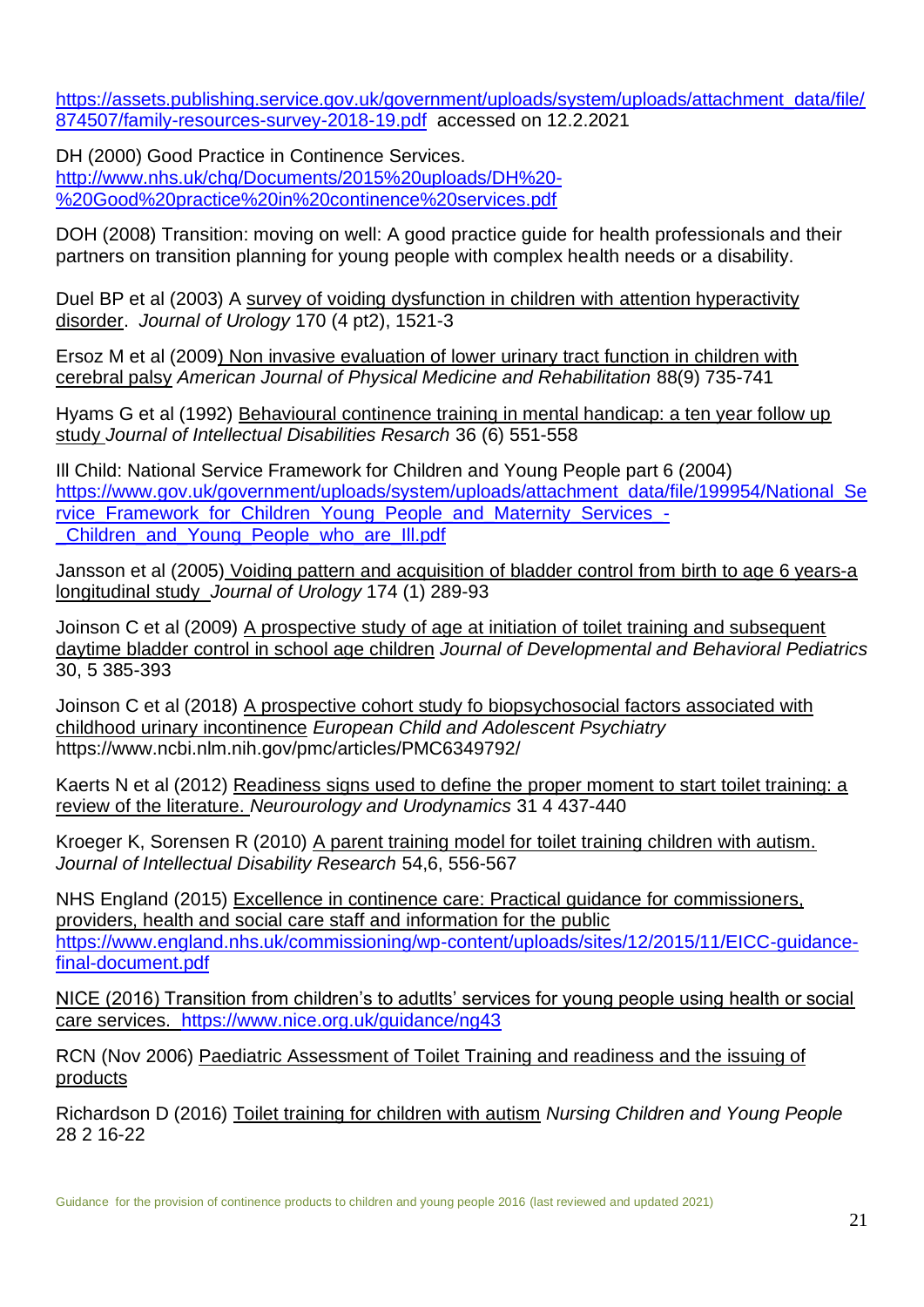https://assets.publishing.service.gov.uk/government/uploads/system/uploads/attachment_data/file/874507/family-resources-survey-2018-19.pdf accessed on 12.2.2021

DH (2000) Good Practice in Continence Services. http://www.nhs.uk/chq/Documents/2015%20uploads/DH%20-%20Good%20practice%20in%20continence%20services.pdf

DOH (2008) Transition: moving on well: A good practice guide for health professionals and their partners on transition planning for young people with complex health needs or a disability.

Duel BP et al (2003) A survey of voiding dysfunction in children with attention hyperactivity disorder. *Journal of Urology* 170 (4 pt2), 1521-3

Ersoz M et al (2009) Non invasive evaluation of lower urinary tract function in children with cerebral palsy *American Journal of Physical Medicine and Rehabilitation* 88(9) 735-741

Hyams G et al (1992) Behavioural continence training in mental handicap: a ten year follow up study *Journal of Intellectual Disabilities Resarch* 36 (6) 551-558

Ill Child: National Service Framework for Children and Young People part 6 (2004) https://www.gov.uk/government/uploads/system/uploads/attachment_data/file/199954/National_Service_Framework_for_Children_Young_People_and_Maternity_Services_-_Children_and_Young_People_who_are_Ill.pdf

Jansson et al (2005) Voiding pattern and acquisition of bladder control from birth to age 6 years-a longitudinal study *Journal of Urology* 174 (1) 289-93

Joinson C et al (2009) A prospective study of age at initiation of toilet training and subsequent daytime bladder control in school age children *Journal of Developmental and Behavioral Pediatrics* 30, 5 385-393

Joinson C et al (2018) A prospective cohort study fo biopsychosocial factors associated with childhood urinary incontinence *European Child and Adolescent Psychiatry* https://www.ncbi.nlm.nih.gov/pmc/articles/PMC6349792/

Kaerts N et al (2012) Readiness signs used to define the proper moment to start toilet training: a review of the literature. *Neurourology and Urodynamics* 31 4 437-440

Kroeger K, Sorensen R (2010) A parent training model for toilet training children with autism. *Journal of Intellectual Disability Research* 54,6, 556-567

NHS England (2015) Excellence in continence care: Practical guidance for commissioners, providers, health and social care staff and information for the public https://www.england.nhs.uk/commissioning/wp-content/uploads/sites/12/2015/11/EICC-guidance-final-document.pdf

NICE (2016) Transition from children's to adutlts' services for young people using health or social care services. https://www.nice.org.uk/guidance/ng43

RCN (Nov 2006) Paediatric Assessment of Toilet Training and readiness and the issuing of products

Richardson D (2016) Toilet training for children with autism *Nursing Children and Young People* 28 2 16-22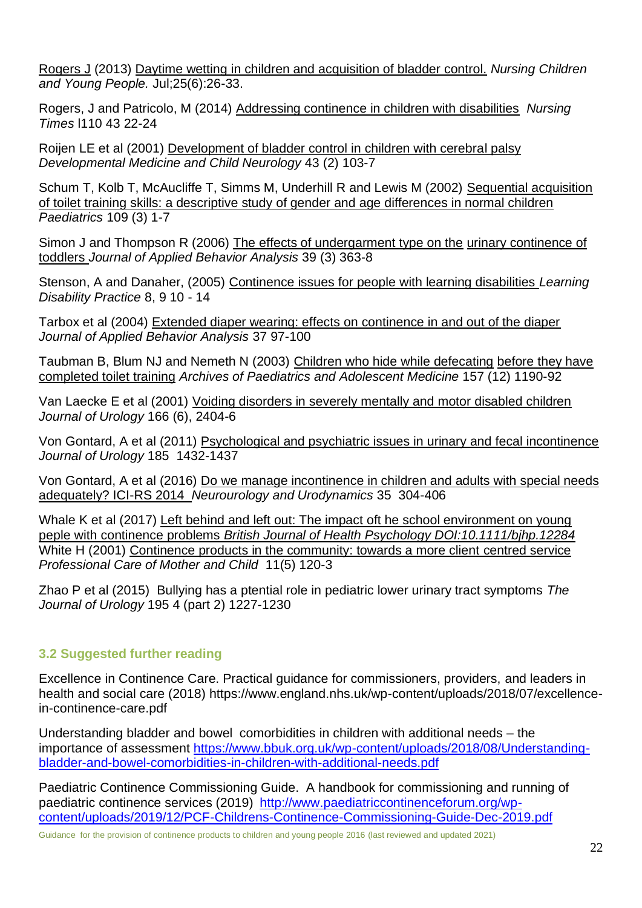Rogers J (2013) Daytime wetting in children and acquisition of bladder control. *Nursing Children and Young People.* Jul;25(6):26-33.

Rogers, J and Patricolo, M (2014) Addressing continence in children with disabilities *Nursing Times* l110 43 22-24

Roijen LE et al (2001) Development of bladder control in children with cerebral palsy *Developmental Medicine and Child Neurology* 43 (2) 103-7

Schum T, Kolb T, McAucliffe T, Simms M, Underhill R and Lewis M (2002) Sequential acquisition of toilet training skills: a descriptive study of gender and age differences in normal children *Paediatrics* 109 (3) 1-7

Simon J and Thompson R (2006) The effects of undergarment type on the urinary continence of toddlers *Journal of Applied Behavior Analysis* 39 (3) 363-8

Stenson, A and Danaher, (2005) Continence issues for people with learning disabilities *Learning Disability Practice* 8, 9 10 - 14

Tarbox et al (2004) Extended diaper wearing: effects on continence in and out of the diaper *Journal of Applied Behavior Analysis* 37 97-100

Taubman B, Blum NJ and Nemeth N (2003) Children who hide while defecating before they have completed toilet training *Archives of Paediatrics and Adolescent Medicine* 157 (12) 1190-92

Van Laecke E et al (2001) Voiding disorders in severely mentally and motor disabled children *Journal of Urology* 166 (6), 2404-6

Von Gontard, A et al (2011) Psychological and psychiatric issues in urinary and fecal incontinence *Journal of Urology* 185 1432-1437

Von Gontard, A et al (2016) Do we manage incontinence in children and adults with special needs adequately? ICI-RS 2014 *Neurourology and Urodynamics* 35 304-406

Whale K et al (2017) Left behind and left out: The impact oft he school environment on young peple with continence problems *British Journal of Health Psychology DOI:10.1111/bjhp.12284*

White H (2001) Continence products in the community: towards a more client centred service *Professional Care of Mother and Child* 11(5) 120-3

Zhao P et al (2015) Bullying has a ptential role in pediatric lower urinary tract symptoms *The Journal of Urology* 195 4 (part 2) 1227-1230

### 3.2 Suggested further reading

Excellence in Continence Care. Practical guidance for commissioners, providers, and leaders in health and social care (2018) https://www.england.nhs.uk/wp-content/uploads/2018/07/excellence-in-continence-care.pdf

Understanding bladder and bowel comorbidities in children with additional needs – the importance of assessment https://www.bbuk.org.uk/wp-content/uploads/2018/08/Understanding-bladder-and-bowel-comorbidities-in-children-with-additional-needs.pdf

Paediatric Continence Commissioning Guide. A handbook for commissioning and running of paediatric continence services (2019) http://www.paediatriccontinenceforum.org/wp-content/uploads/2019/12/PCF-Childrens-Continence-Commissioning-Guide-Dec-2019.pdf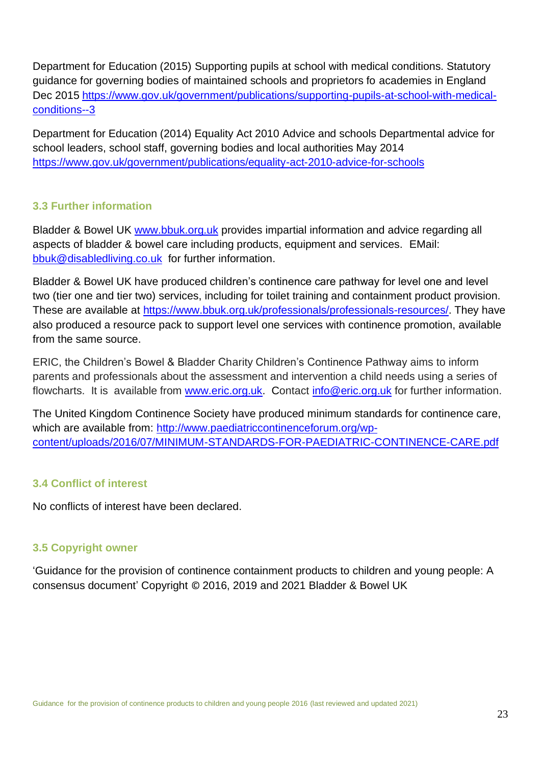Department for Education (2015) Supporting pupils at school with medical conditions. Statutory guidance for governing bodies of maintained schools and proprietors fo academies in England Dec 2015 https://www.gov.uk/government/publications/supporting-pupils-at-school-with-medical-conditions--3

Department for Education (2014) Equality Act 2010 Advice and schools Departmental advice for school leaders, school staff, governing bodies and local authorities May 2014 https://www.gov.uk/government/publications/equality-act-2010-advice-for-schools

### 3.3 Further information

Bladder & Bowel UK www.bbuk.org.uk provides impartial information and advice regarding all aspects of bladder & bowel care including products, equipment and services. EMail: bbuk@disabledliving.co.uk for further information.

Bladder & Bowel UK have produced children's continence care pathway for level one and level two (tier one and tier two) services, including for toilet training and containment product provision. These are available at https://www.bbuk.org.uk/professionals/professionals-resources/. They have also produced a resource pack to support level one services with continence promotion, available from the same source.

ERIC, the Children's Bowel & Bladder Charity Children's Continence Pathway aims to inform parents and professionals about the assessment and intervention a child needs using a series of flowcharts. It is available from www.eric.org.uk. Contact info@eric.org.uk for further information.

The United Kingdom Continence Society have produced minimum standards for continence care, which are available from: http://www.paediatriccontinenceforum.org/wp-content/uploads/2016/07/MINIMUM-STANDARDS-FOR-PAEDIATRIC-CONTINENCE-CARE.pdf

### 3.4 Conflict of interest

No conflicts of interest have been declared.

### 3.5 Copyright owner

'Guidance for the provision of continence containment products to children and young people: A consensus document' Copyright © 2016, 2019 and 2021 Bladder & Bowel UK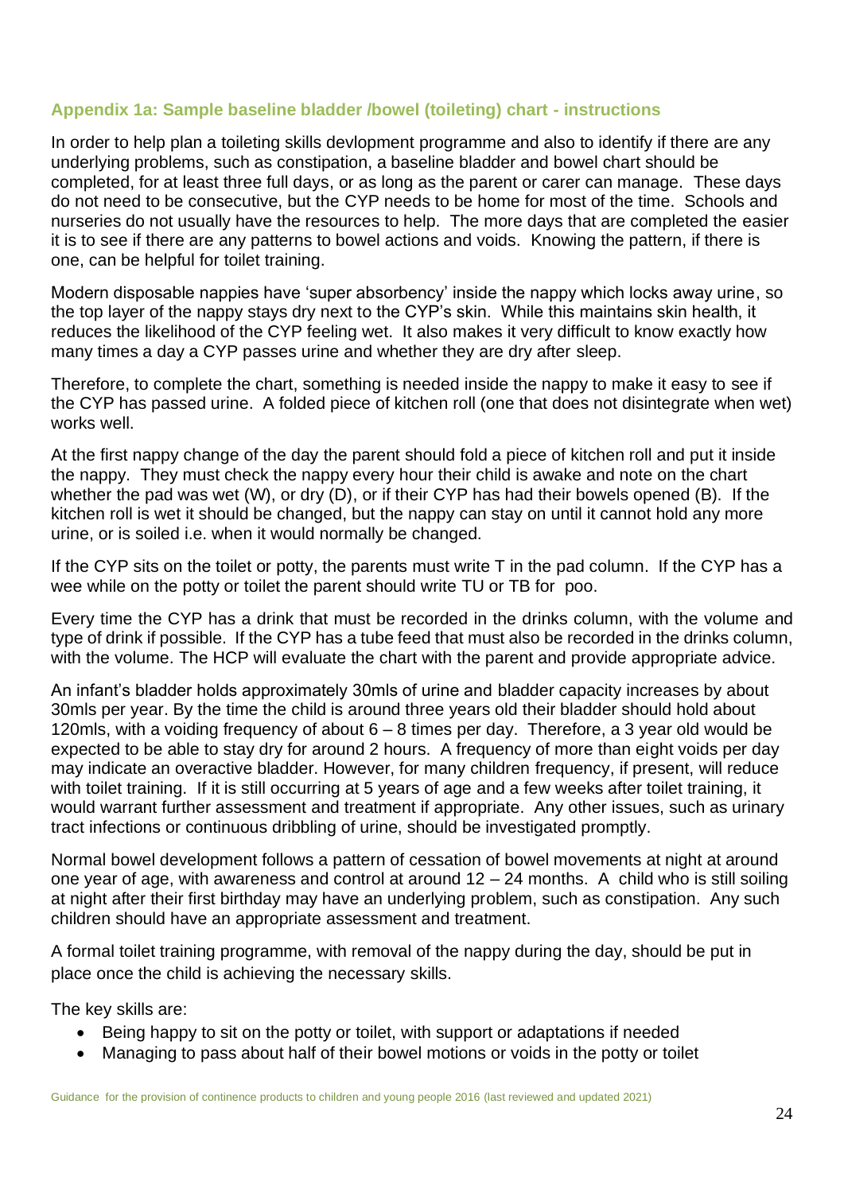### Appendix 1a: Sample baseline bladder /bowel (toileting) chart - instructions

In order to help plan a toileting skills devlopment programme and also to identify if there are any underlying problems, such as constipation, a baseline bladder and bowel chart should be completed, for at least three full days, or as long as the parent or carer can manage. These days do not need to be consecutive, but the CYP needs to be home for most of the time. Schools and nurseries do not usually have the resources to help. The more days that are completed the easier it is to see if there are any patterns to bowel actions and voids. Knowing the pattern, if there is one, can be helpful for toilet training.

Modern disposable nappies have 'super absorbency' inside the nappy which locks away urine, so the top layer of the nappy stays dry next to the CYP's skin. While this maintains skin health, it reduces the likelihood of the CYP feeling wet. It also makes it very difficult to know exactly how many times a day a CYP passes urine and whether they are dry after sleep.

Therefore, to complete the chart, something is needed inside the nappy to make it easy to see if the CYP has passed urine. A folded piece of kitchen roll (one that does not disintegrate when wet) works well.

At the first nappy change of the day the parent should fold a piece of kitchen roll and put it inside the nappy. They must check the nappy every hour their child is awake and note on the chart whether the pad was wet (W), or dry (D), or if their CYP has had their bowels opened (B). If the kitchen roll is wet it should be changed, but the nappy can stay on until it cannot hold any more urine, or is soiled i.e. when it would normally be changed.

If the CYP sits on the toilet or potty, the parents must write T in the pad column. If the CYP has a wee while on the potty or toilet the parent should write TU or TB for poo.

Every time the CYP has a drink that must be recorded in the drinks column, with the volume and type of drink if possible. If the CYP has a tube feed that must also be recorded in the drinks column, with the volume. The HCP will evaluate the chart with the parent and provide appropriate advice.

An infant's bladder holds approximately 30mls of urine and bladder capacity increases by about 30mls per year. By the time the child is around three years old their bladder should hold about 120mls, with a voiding frequency of about 6 – 8 times per day. Therefore, a 3 year old would be expected to be able to stay dry for around 2 hours. A frequency of more than eight voids per day may indicate an overactive bladder. However, for many children frequency, if present, will reduce with toilet training. If it is still occurring at 5 years of age and a few weeks after toilet training, it would warrant further assessment and treatment if appropriate. Any other issues, such as urinary tract infections or continuous dribbling of urine, should be investigated promptly.

Normal bowel development follows a pattern of cessation of bowel movements at night at around one year of age, with awareness and control at around 12 – 24 months. A child who is still soiling at night after their first birthday may have an underlying problem, such as constipation. Any such children should have an appropriate assessment and treatment.

A formal toilet training programme, with removal of the nappy during the day, should be put in place once the child is achieving the necessary skills.

The key skills are:

- Being happy to sit on the potty or toilet, with support or adaptations if needed
- Managing to pass about half of their bowel motions or voids in the potty or toilet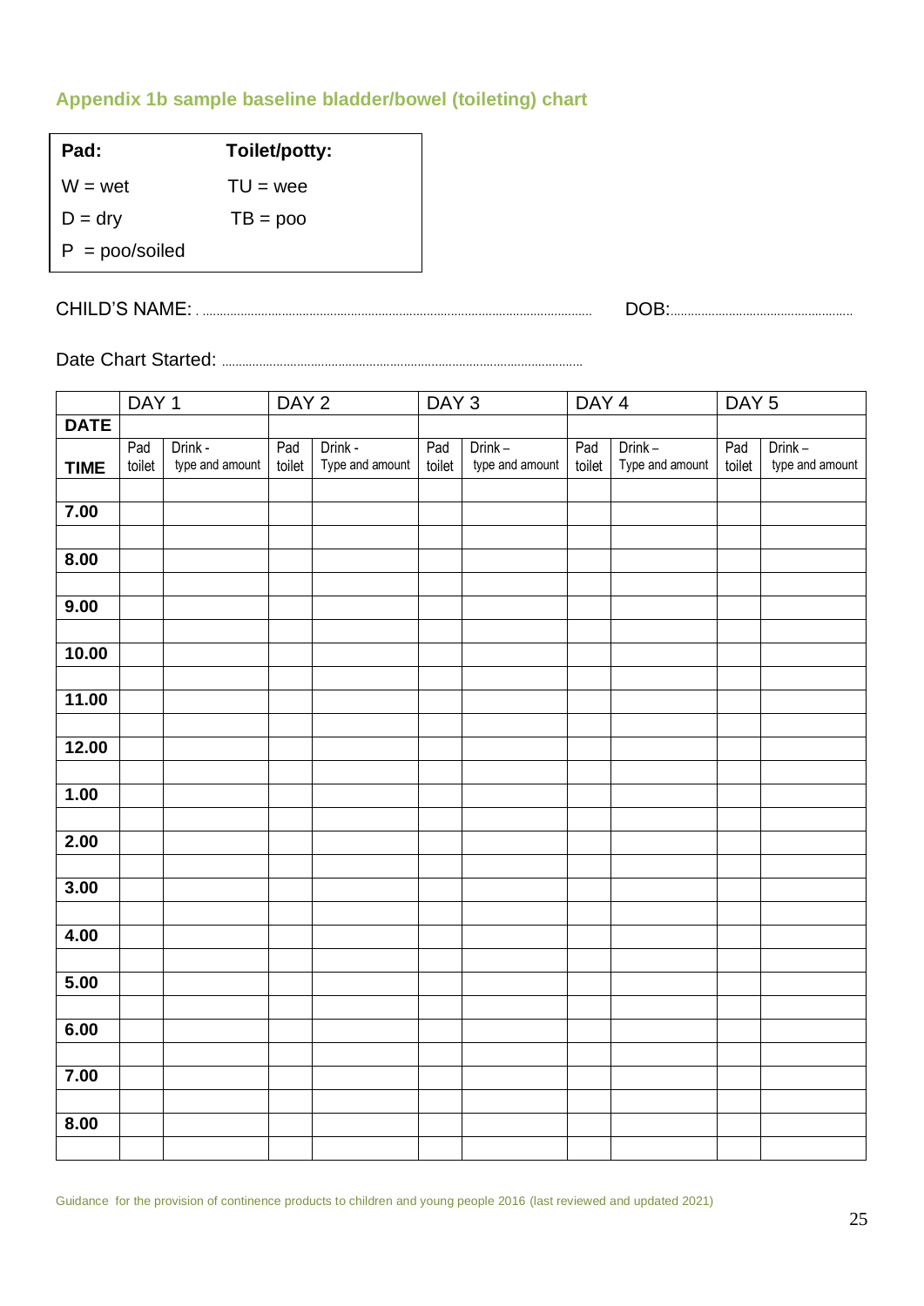## Appendix 1b sample baseline bladder/bowel (toileting) chart

| **Pad:** | **Toilet/potty:** |
| --- | --- |
| W = wet | TU = wee |
| D = dry | TB = poo |
| P = poo/soiled | |

CHILD'S NAME: ........................................................................ DOB:..........................................

Date Chart Started: ..............................................................................

| | DAY 1 | | DAY 2 | | DAY 3 | | DAY 4 | | DAY 5 | |
| --- | --- | --- | --- | --- | --- | --- | --- | --- | --- | --- |
| **DATE** | | | | | | | | | | |
| **TIME** | Pad toilet | Drink - type and amount | Pad toilet | Drink - Type and amount | Pad toilet | Drink – type and amount | Pad toilet | Drink – Type and amount | Pad toilet | Drink – type and amount |
| | | | | | | | | | | |
| **7.00** | | | | | | | | | | |
| | | | | | | | | | | |
| **8.00** | | | | | | | | | | |
| | | | | | | | | | | |
| **9.00** | | | | | | | | | | |
| | | | | | | | | | | |
| **10.00** | | | | | | | | | | |
| | | | | | | | | | | |
| **11.00** | | | | | | | | | | |
| | | | | | | | | | | |
| **12.00** | | | | | | | | | | |
| | | | | | | | | | | |
| **1.00** | | | | | | | | | | |
| | | | | | | | | | | |
| **2.00** | | | | | | | | | | |
| | | | | | | | | | | |
| **3.00** | | | | | | | | | | |
| | | | | | | | | | | |
| **4.00** | | | | | | | | | | |
| | | | | | | | | | | |
| **5.00** | | | | | | | | | | |
| | | | | | | | | | | |
| **6.00** | | | | | | | | | | |
| | | | | | | | | | | |
| **7.00** | | | | | | | | | | |
| | | | | | | | | | | |
| **8.00** | | | | | | | | | | |
| | | | | | | | | | | |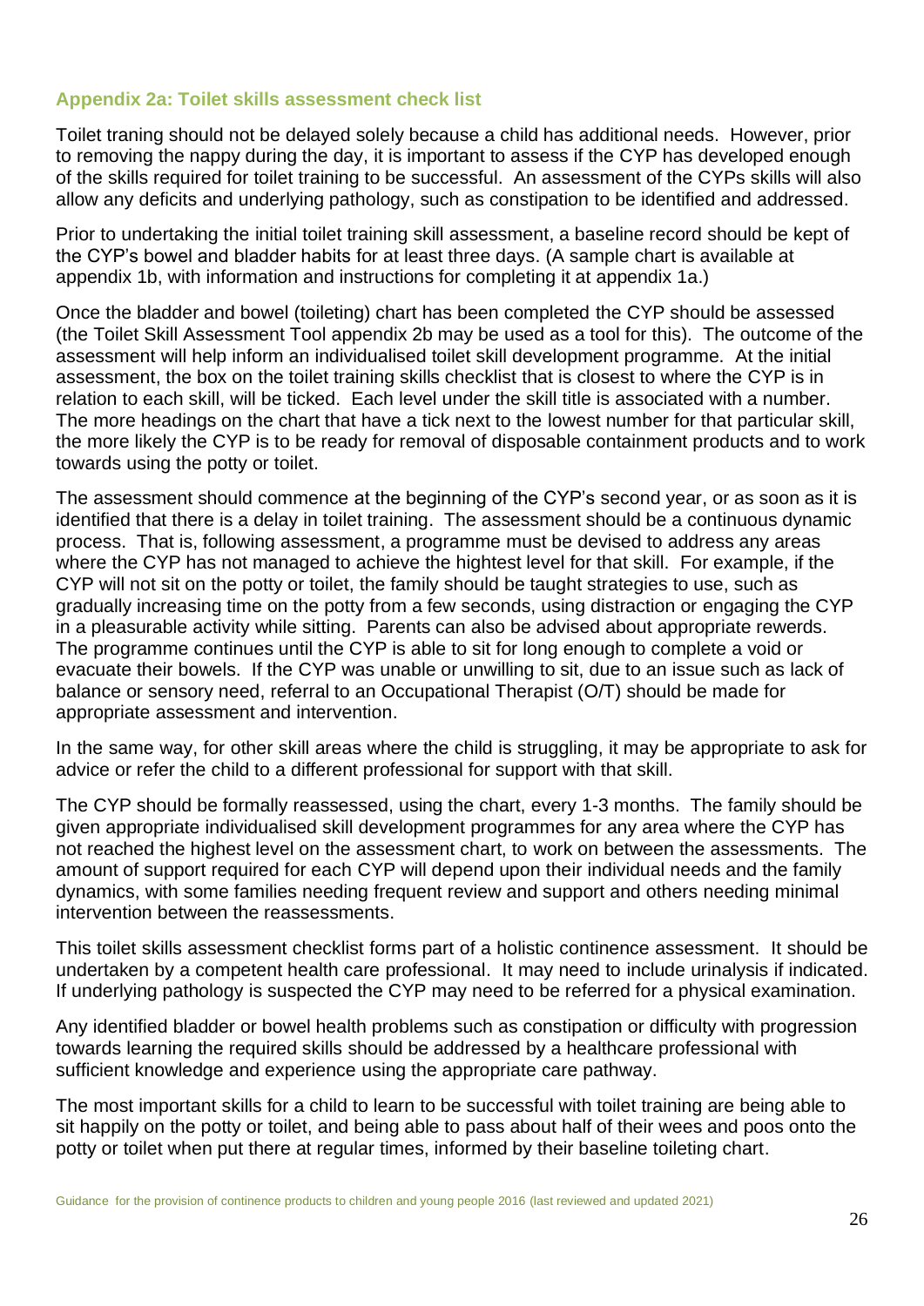### Appendix 2a: Toilet skills assessment check list

Toilet traning should not be delayed solely because a child has additional needs. However, prior to removing the nappy during the day, it is important to assess if the CYP has developed enough of the skills required for toilet training to be successful. An assessment of the CYPs skills will also allow any deficits and underlying pathology, such as constipation to be identified and addressed.

Prior to undertaking the initial toilet training skill assessment, a baseline record should be kept of the CYP's bowel and bladder habits for at least three days. (A sample chart is available at appendix 1b, with information and instructions for completing it at appendix 1a.)

Once the bladder and bowel (toileting) chart has been completed the CYP should be assessed (the Toilet Skill Assessment Tool appendix 2b may be used as a tool for this). The outcome of the assessment will help inform an individualised toilet skill development programme. At the initial assessment, the box on the toilet training skills checklist that is closest to where the CYP is in relation to each skill, will be ticked. Each level under the skill title is associated with a number. The more headings on the chart that have a tick next to the lowest number for that particular skill, the more likely the CYP is to be ready for removal of disposable containment products and to work towards using the potty or toilet.

The assessment should commence at the beginning of the CYP's second year, or as soon as it is identified that there is a delay in toilet training. The assessment should be a continuous dynamic process. That is, following assessment, a programme must be devised to address any areas where the CYP has not managed to achieve the hightest level for that skill. For example, if the CYP will not sit on the potty or toilet, the family should be taught strategies to use, such as gradually increasing time on the potty from a few seconds, using distraction or engaging the CYP in a pleasurable activity while sitting. Parents can also be advised about appropriate rewerds. The programme continues until the CYP is able to sit for long enough to complete a void or evacuate their bowels. If the CYP was unable or unwilling to sit, due to an issue such as lack of balance or sensory need, referral to an Occupational Therapist (O/T) should be made for appropriate assessment and intervention.

In the same way, for other skill areas where the child is struggling, it may be appropriate to ask for advice or refer the child to a different professional for support with that skill.

The CYP should be formally reassessed, using the chart, every 1-3 months. The family should be given appropriate individualised skill development programmes for any area where the CYP has not reached the highest level on the assessment chart, to work on between the assessments. The amount of support required for each CYP will depend upon their individual needs and the family dynamics, with some families needing frequent review and support and others needing minimal intervention between the reassessments.

This toilet skills assessment checklist forms part of a holistic continence assessment. It should be undertaken by a competent health care professional. It may need to include urinalysis if indicated. If underlying pathology is suspected the CYP may need to be referred for a physical examination.

Any identified bladder or bowel health problems such as constipation or difficulty with progression towards learning the required skills should be addressed by a healthcare professional with sufficient knowledge and experience using the appropriate care pathway.

The most important skills for a child to learn to be successful with toilet training are being able to sit happily on the potty or toilet, and being able to pass about half of their wees and poos onto the potty or toilet when put there at regular times, informed by their baseline toileting chart.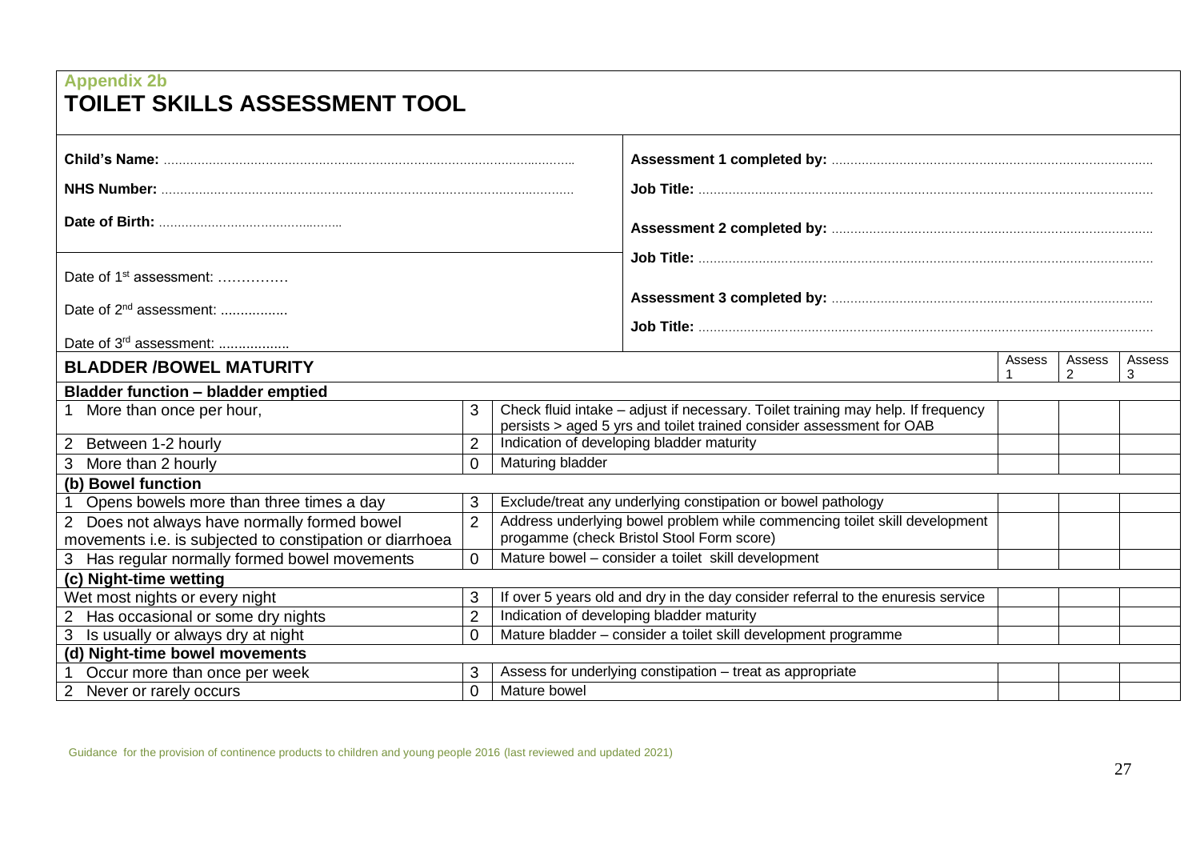**Appendix 2b**

# TOILET SKILLS ASSESSMENT TOOL

| | |
|---|---|
| **Child's Name:** ............................................................................................................. | **Assessment 1 completed by:** .................................................................................... |
| **NHS Number:** ............................................................................................................. | **Job Title:** ..................................................................................................................... |
| **Date of Birth:** ................................................ | **Assessment 2 completed by:** .................................................................................... |
| Date of 1st assessment: …………… | **Job Title:** ..................................................................................................................... |
| Date of 2nd assessment: ................. | **Assessment 3 completed by:** .................................................................................... |
| Date of 3rd assessment: .................. | **Job Title:** ..................................................................................................................... |

| **BLADDER /BOWEL MATURITY** | | | Assess 1 | Assess 2 | Assess 3 |
|---|---|---|---|---|---|
| **Bladder function – bladder emptied** | | | | | |
| 1 More than once per hour, | 3 | Check fluid intake – adjust if necessary. Toilet training may help. If frequency persists > aged 5 yrs and toilet trained consider assessment for OAB | | | |
| 2 Between 1-2 hourly | 2 | Indication of developing bladder maturity | | | |
| 3 More than 2 hourly | 0 | Maturing bladder | | | |
| **(b) Bowel function** | | | | | |
| 1 Opens bowels more than three times a day | 3 | Exclude/treat any underlying constipation or bowel pathology | | | |
| 2 Does not always have normally formed bowel movements i.e. is subjected to constipation or diarrhoea | 2 | Address underlying bowel problem while commencing toilet skill development progamme (check Bristol Stool Form score) | | | |
| 3 Has regular normally formed bowel movements | 0 | Mature bowel – consider a toilet skill development | | | |
| **(c) Night-time wetting** | | | | | |
| Wet most nights or every night | 3 | If over 5 years old and dry in the day consider referral to the enuresis service | | | |
| 2 Has occasional or some dry nights | 2 | Indication of developing bladder maturity | | | |
| 3 Is usually or always dry at night | 0 | Mature bladder – consider a toilet skill development programme | | | |
| **(d) Night-time bowel movements** | | | | | |
| 1 Occur more than once per week | 3 | Assess for underlying constipation – treat as appropriate | | | |
| 2 Never or rarely occurs | 0 | Mature bowel | | | |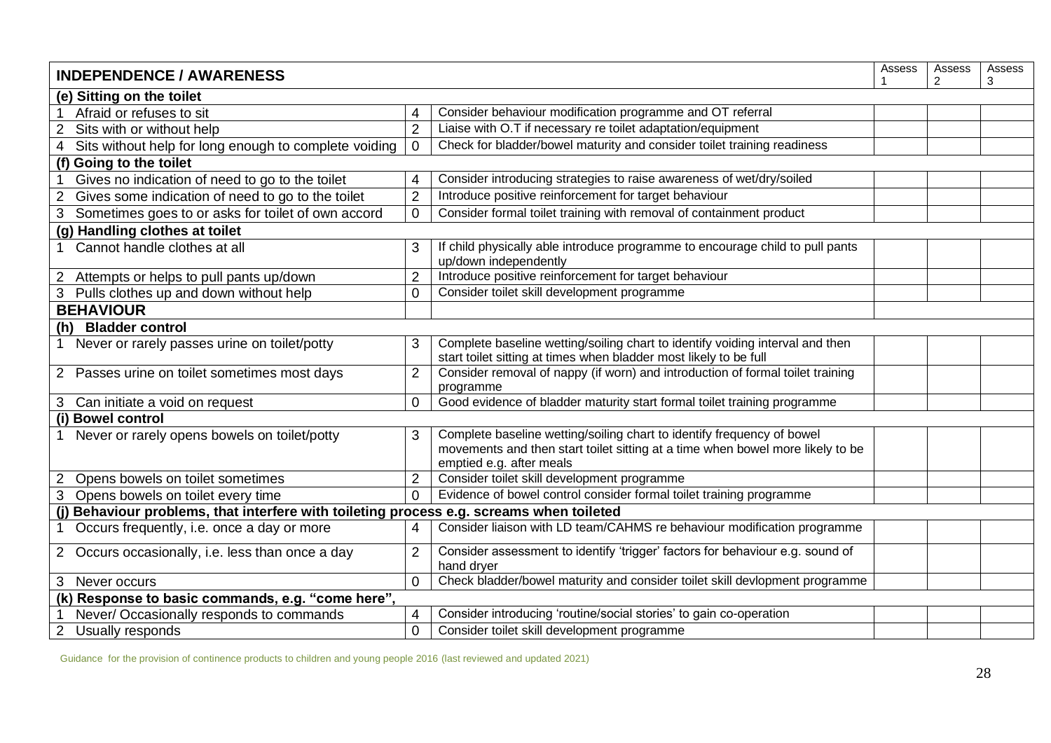| INDEPENDENCE / AWARENESS | | | Assess 1 | Assess 2 | Assess 3 |
|---|---|---|---|---|---|
| **(e) Sitting on the toilet** | | | | | |
| 1 Afraid or refuses to sit | 4 | Consider behaviour modification programme and OT referral | | | |
| 2 Sits with or without help | 2 | Liaise with O.T if necessary re toilet adaptation/equipment | | | |
| 4 Sits without help for long enough to complete voiding | 0 | Check for bladder/bowel maturity and consider toilet training readiness | | | |
| **(f) Going to the toilet** | | | | | |
| 1 Gives no indication of need to go to the toilet | 4 | Consider introducing strategies to raise awareness of wet/dry/soiled | | | |
| 2 Gives some indication of need to go to the toilet | 2 | Introduce positive reinforcement for target behaviour | | | |
| 3 Sometimes goes to or asks for toilet of own accord | 0 | Consider formal toilet training with removal of containment product | | | |
| **(g) Handling clothes at toilet** | | | | | |
| 1 Cannot handle clothes at all | 3 | If child physically able introduce programme to encourage child to pull pants up/down independently | | | |
| 2 Attempts or helps to pull pants up/down | 2 | Introduce positive reinforcement for target behaviour | | | |
| 3 Pulls clothes up and down without help | 0 | Consider toilet skill development programme | | | |
| **BEHAVIOUR** | | | | | |
| **(h) Bladder control** | | | | | |
| 1 Never or rarely passes urine on toilet/potty | 3 | Complete baseline wetting/soiling chart to identify voiding interval and then start toilet sitting at times when bladder most likely to be full | | | |
| 2 Passes urine on toilet sometimes most days | 2 | Consider removal of nappy (if worn) and introduction of formal toilet training programme | | | |
| 3 Can initiate a void on request | 0 | Good evidence of bladder maturity start formal toilet training programme | | | |
| **(i) Bowel control** | | | | | |
| 1 Never or rarely opens bowels on toilet/potty | 3 | Complete baseline wetting/soiling chart to identify frequency of bowel movements and then start toilet sitting at a time when bowel more likely to be emptied e.g. after meals | | | |
| 2 Opens bowels on toilet sometimes | 2 | Consider toilet skill development programme | | | |
| 3 Opens bowels on toilet every time | 0 | Evidence of bowel control consider formal toilet training programme | | | |
| **(j) Behaviour problems, that interfere with toileting process e.g. screams when toileted** | | | | | |
| 1 Occurs frequently, i.e. once a day or more | 4 | Consider liaison with LD team/CAHMS re behaviour modification programme | | | |
| 2 Occurs occasionally, i.e. less than once a day | 2 | Consider assessment to identify 'trigger' factors for behaviour e.g. sound of hand dryer | | | |
| 3 Never occurs | 0 | Check bladder/bowel maturity and consider toilet skill devlopment programme | | | |
| **(k) Response to basic commands, e.g. "come here",** | | | | | |
| 1 Never/ Occasionally responds to commands | 4 | Consider introducing 'routine/social stories' to gain co-operation | | | |
| 2 Usually responds | 0 | Consider toilet skill development programme | | | |

Guidance for the provision of continence products to children and young people 2016 (last reviewed and updated 2021)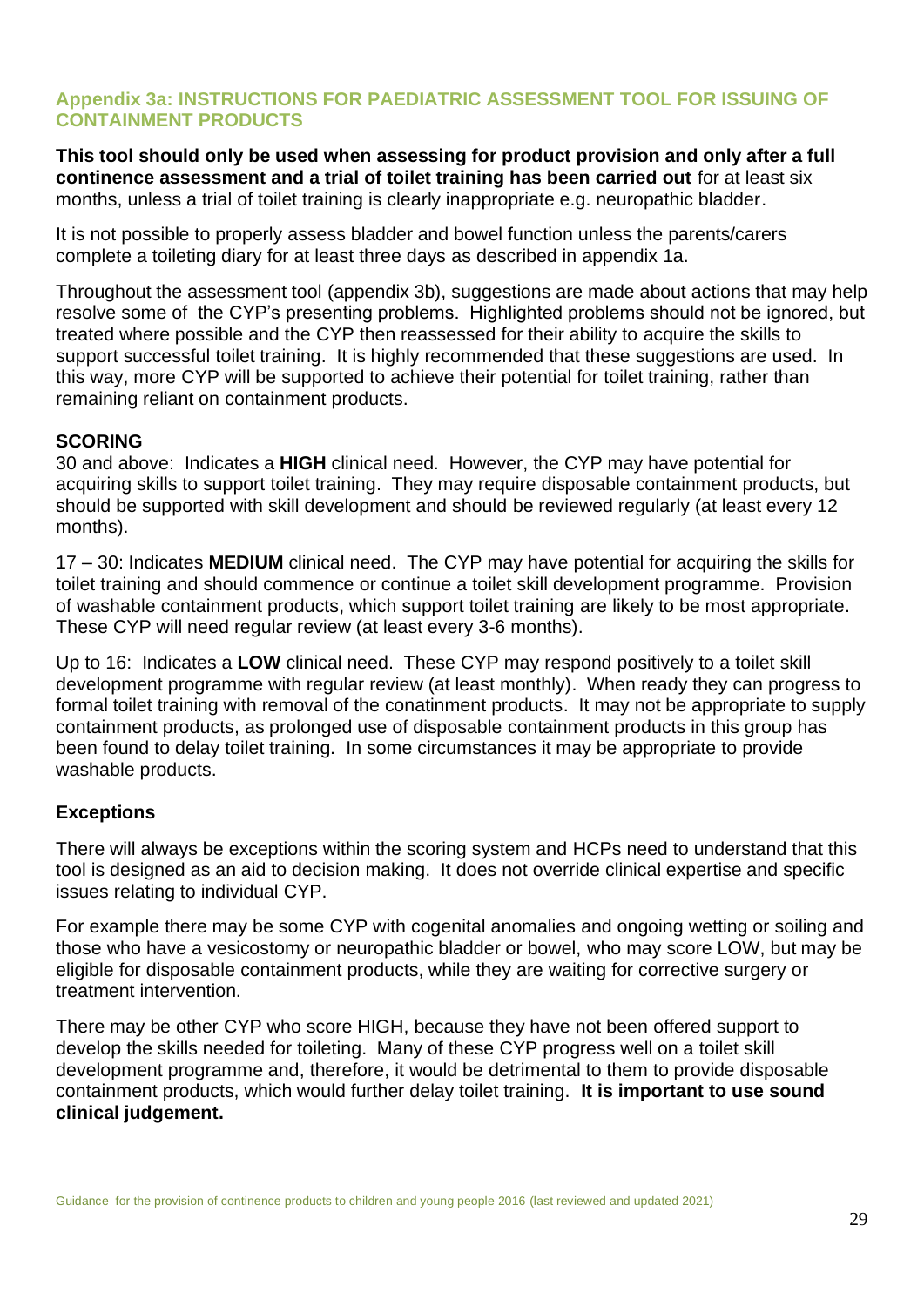## Appendix 3a: INSTRUCTIONS FOR PAEDIATRIC ASSESSMENT TOOL FOR ISSUING OF CONTAINMENT PRODUCTS

**This tool should only be used when assessing for product provision and only after a full continence assessment and a trial of toilet training has been carried out** for at least six months, unless a trial of toilet training is clearly inappropriate e.g. neuropathic bladder.

It is not possible to properly assess bladder and bowel function unless the parents/carers complete a toileting diary for at least three days as described in appendix 1a.

Throughout the assessment tool (appendix 3b), suggestions are made about actions that may help resolve some of the CYP's presenting problems. Highlighted problems should not be ignored, but treated where possible and the CYP then reassessed for their ability to acquire the skills to support successful toilet training. It is highly recommended that these suggestions are used. In this way, more CYP will be supported to achieve their potential for toilet training, rather than remaining reliant on containment products.

**SCORING**

30 and above: Indicates a **HIGH** clinical need. However, the CYP may have potential for acquiring skills to support toilet training. They may require disposable containment products, but should be supported with skill development and should be reviewed regularly (at least every 12 months).

17 – 30: Indicates **MEDIUM** clinical need. The CYP may have potential for acquiring the skills for toilet training and should commence or continue a toilet skill development programme. Provision of washable containment products, which support toilet training are likely to be most appropriate. These CYP will need regular review (at least every 3-6 months).

Up to 16: Indicates a **LOW** clinical need. These CYP may respond positively to a toilet skill development programme with regular review (at least monthly). When ready they can progress to formal toilet training with removal of the conatinment products. It may not be appropriate to supply containment products, as prolonged use of disposable containment products in this group has been found to delay toilet training. In some circumstances it may be appropriate to provide washable products.

### Exceptions

There will always be exceptions within the scoring system and HCPs need to understand that this tool is designed as an aid to decision making. It does not override clinical expertise and specific issues relating to individual CYP.

For example there may be some CYP with cogenital anomalies and ongoing wetting or soiling and those who have a vesicostomy or neuropathic bladder or bowel, who may score LOW, but may be eligible for disposable containment products, while they are waiting for corrective surgery or treatment intervention.

There may be other CYP who score HIGH, because they have not been offered support to develop the skills needed for toileting. Many of these CYP progress well on a toilet skill development programme and, therefore, it would be detrimental to them to provide disposable containment products, which would further delay toilet training. **It is important to use sound clinical judgement.**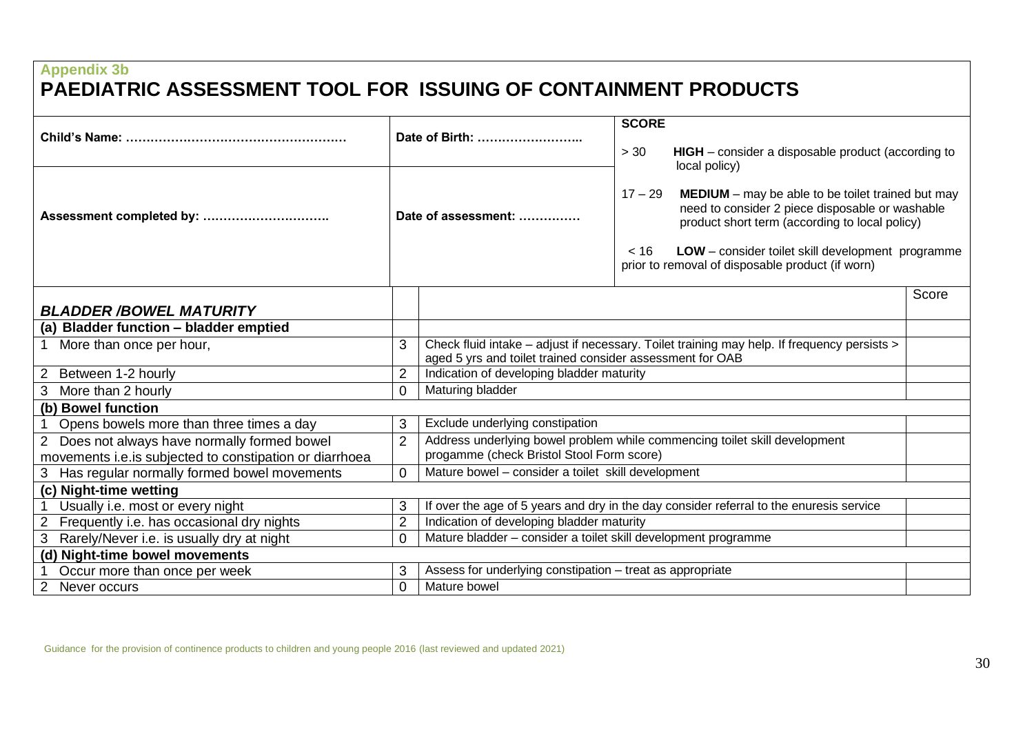Appendix 3b

# PAEDIATRIC ASSESSMENT TOOL FOR ISSUING OF CONTAINMENT PRODUCTS

| | | |
|---|---|---|
| **Child's Name: ………………………………………………** | **Date of Birth: ……………………..** | **SCORE**<br>> 30 **HIGH** – consider a disposable product (according to local policy) |
| **Assessment completed by: ………………………….** | **Date of assessment: ……………** | 17 – 29 **MEDIUM** – may be able to be toilet trained but may need to consider 2 piece disposable or washable product short term (according to local policy)<br>< 16 **LOW** – consider toilet skill development programme prior to removal of disposable product (if worn) |

| ***BLADDER /BOWEL MATURITY*** | | | Score |
|---|---|---|---|
| **(a) Bladder function – bladder emptied** | | | |
| 1 More than once per hour, | 3 | Check fluid intake – adjust if necessary. Toilet training may help. If frequency persists > aged 5 yrs and toilet trained consider assessment for OAB | |
| 2 Between 1-2 hourly | 2 | Indication of developing bladder maturity | |
| 3 More than 2 hourly | 0 | Maturing bladder | |
| **(b) Bowel function** | | | |
| 1 Opens bowels more than three times a day | 3 | Exclude underlying constipation | |
| 2 Does not always have normally formed bowel movements i.e.is subjected to constipation or diarrhoea | 2 | Address underlying bowel problem while commencing toilet skill development progamme (check Bristol Stool Form score) | |
| 3 Has regular normally formed bowel movements | 0 | Mature bowel – consider a toilet skill development | |
| **(c) Night-time wetting** | | | |
| 1 Usually i.e. most or every night | 3 | If over the age of 5 years and dry in the day consider referral to the enuresis service | |
| 2 Frequently i.e. has occasional dry nights | 2 | Indication of developing bladder maturity | |
| 3 Rarely/Never i.e. is usually dry at night | 0 | Mature bladder – consider a toilet skill development programme | |
| **(d) Night-time bowel movements** | | | |
| 1 Occur more than once per week | 3 | Assess for underlying constipation – treat as appropriate | |
| 2 Never occurs | 0 | Mature bowel | |

Guidance for the provision of continence products to children and young people 2016 (last reviewed and updated 2021)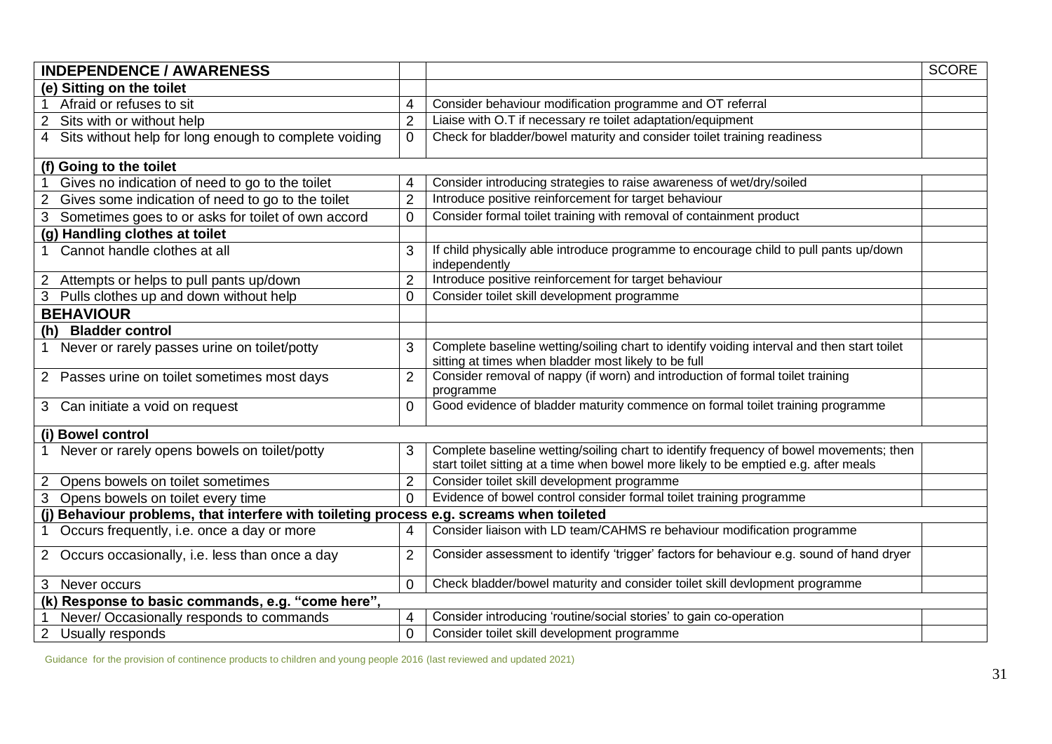| INDEPENDENCE / AWARENESS | | | SCORE |
| --- | --- | --- | --- |
| **(e) Sitting on the toilet** | | | |
| 1 Afraid or refuses to sit | 4 | Consider behaviour modification programme and OT referral | |
| 2 Sits with or without help | 2 | Liaise with O.T if necessary re toilet adaptation/equipment | |
| 4 Sits without help for long enough to complete voiding | 0 | Check for bladder/bowel maturity and consider toilet training readiness | |
| **(f) Going to the toilet** | | | |
| 1 Gives no indication of need to go to the toilet | 4 | Consider introducing strategies to raise awareness of wet/dry/soiled | |
| 2 Gives some indication of need to go to the toilet | 2 | Introduce positive reinforcement for target behaviour | |
| 3 Sometimes goes to or asks for toilet of own accord | 0 | Consider formal toilet training with removal of containment product | |
| **(g) Handling clothes at toilet** | | | |
| 1 Cannot handle clothes at all | 3 | If child physically able introduce programme to encourage child to pull pants up/down independently | |
| 2 Attempts or helps to pull pants up/down | 2 | Introduce positive reinforcement for target behaviour | |
| 3 Pulls clothes up and down without help | 0 | Consider toilet skill development programme | |
| **BEHAVIOUR** | | | |
| **(h) Bladder control** | | | |
| 1 Never or rarely passes urine on toilet/potty | 3 | Complete baseline wetting/soiling chart to identify voiding interval and then start toilet sitting at times when bladder most likely to be full | |
| 2 Passes urine on toilet sometimes most days | 2 | Consider removal of nappy (if worn) and introduction of formal toilet training programme | |
| 3 Can initiate a void on request | 0 | Good evidence of bladder maturity commence on formal toilet training programme | |
| **(i) Bowel control** | | | |
| 1 Never or rarely opens bowels on toilet/potty | 3 | Complete baseline wetting/soiling chart to identify frequency of bowel movements; then start toilet sitting at a time when bowel more likely to be emptied e.g. after meals | |
| 2 Opens bowels on toilet sometimes | 2 | Consider toilet skill development programme | |
| 3 Opens bowels on toilet every time | 0 | Evidence of bowel control consider formal toilet training programme | |
| **(j) Behaviour problems, that interfere with toileting process e.g. screams when toileted** | | | |
| 1 Occurs frequently, i.e. once a day or more | 4 | Consider liaison with LD team/CAHMS re behaviour modification programme | |
| 2 Occurs occasionally, i.e. less than once a day | 2 | Consider assessment to identify 'trigger' factors for behaviour e.g. sound of hand dryer | |
| 3 Never occurs | 0 | Check bladder/bowel maturity and consider toilet skill devlopment programme | |
| **(k) Response to basic commands, e.g. "come here",** | | | |
| 1 Never/ Occasionally responds to commands | 4 | Consider introducing 'routine/social stories' to gain co-operation | |
| 2 Usually responds | 0 | Consider toilet skill development programme | |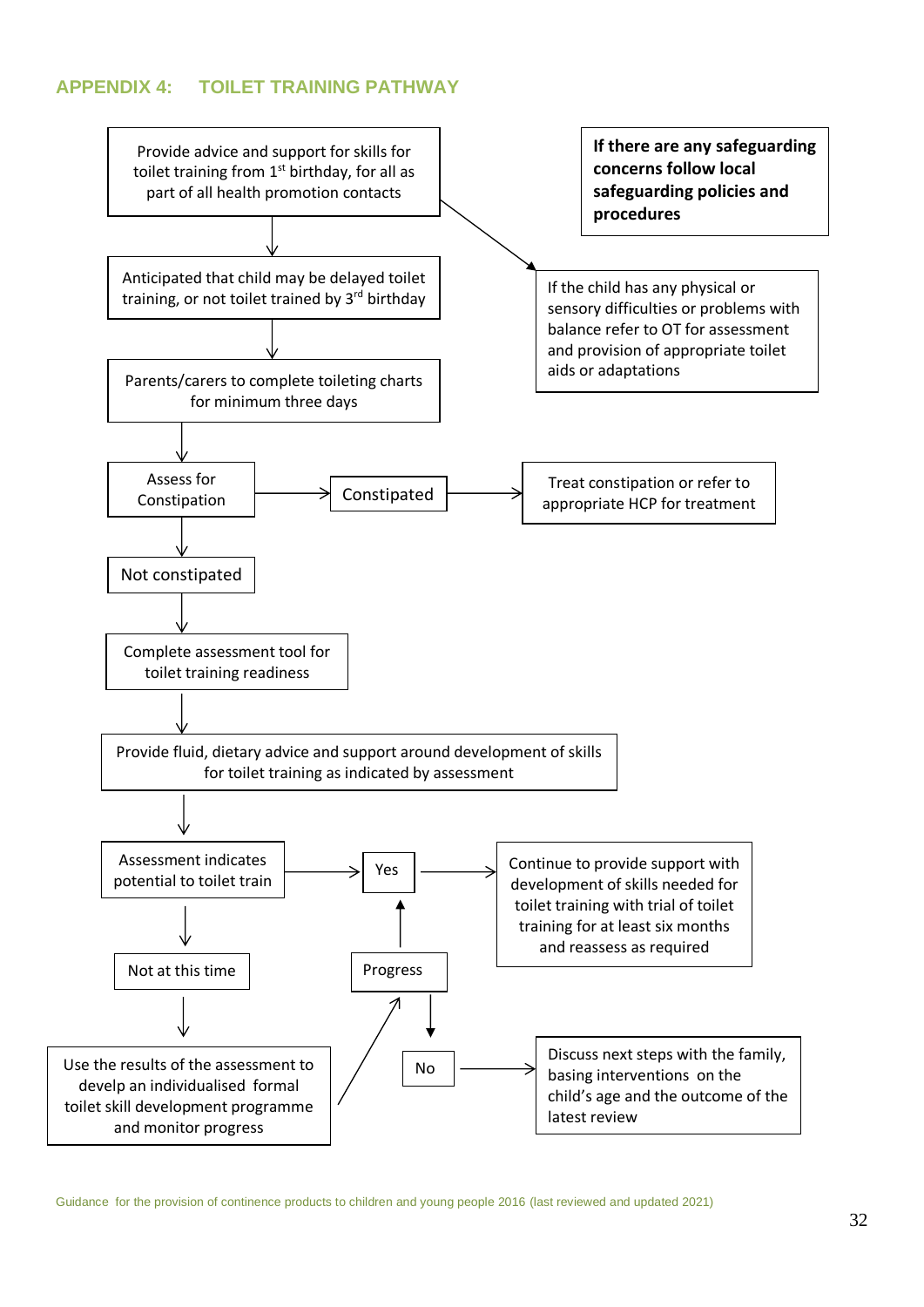## APPENDIX 4: TOILET TRAINING PATHWAY

Provide advice and support for skills for toilet training from 1st birthday, for all as part of all health promotion contacts

**If there are any safeguarding concerns follow local safeguarding policies and procedures**

If the child has any physical or sensory difficulties or problems with balance refer to OT for assessment and provision of appropriate toilet aids or adaptations

Anticipated that child may be delayed toilet training, or not toilet trained by 3rd birthday

Parents/carers to complete toileting charts for minimum three days

Assess for Constipation → Constipated → Treat constipation or refer to appropriate HCP for treatment

Not constipated

Complete assessment tool for toilet training readiness

Provide fluid, dietary advice and support around development of skills for toilet training as indicated by assessment

Assessment indicates potential to toilet train → Yes → Continue to provide support with development of skills needed for toilet training with trial of toilet training for at least six months and reassess as required

Not at this time

Use the results of the assessment to develop an individualised formal toilet skill development programme and monitor progress

Progress → Yes

No → Discuss next steps with the family, basing interventions on the child's age and the outcome of the latest review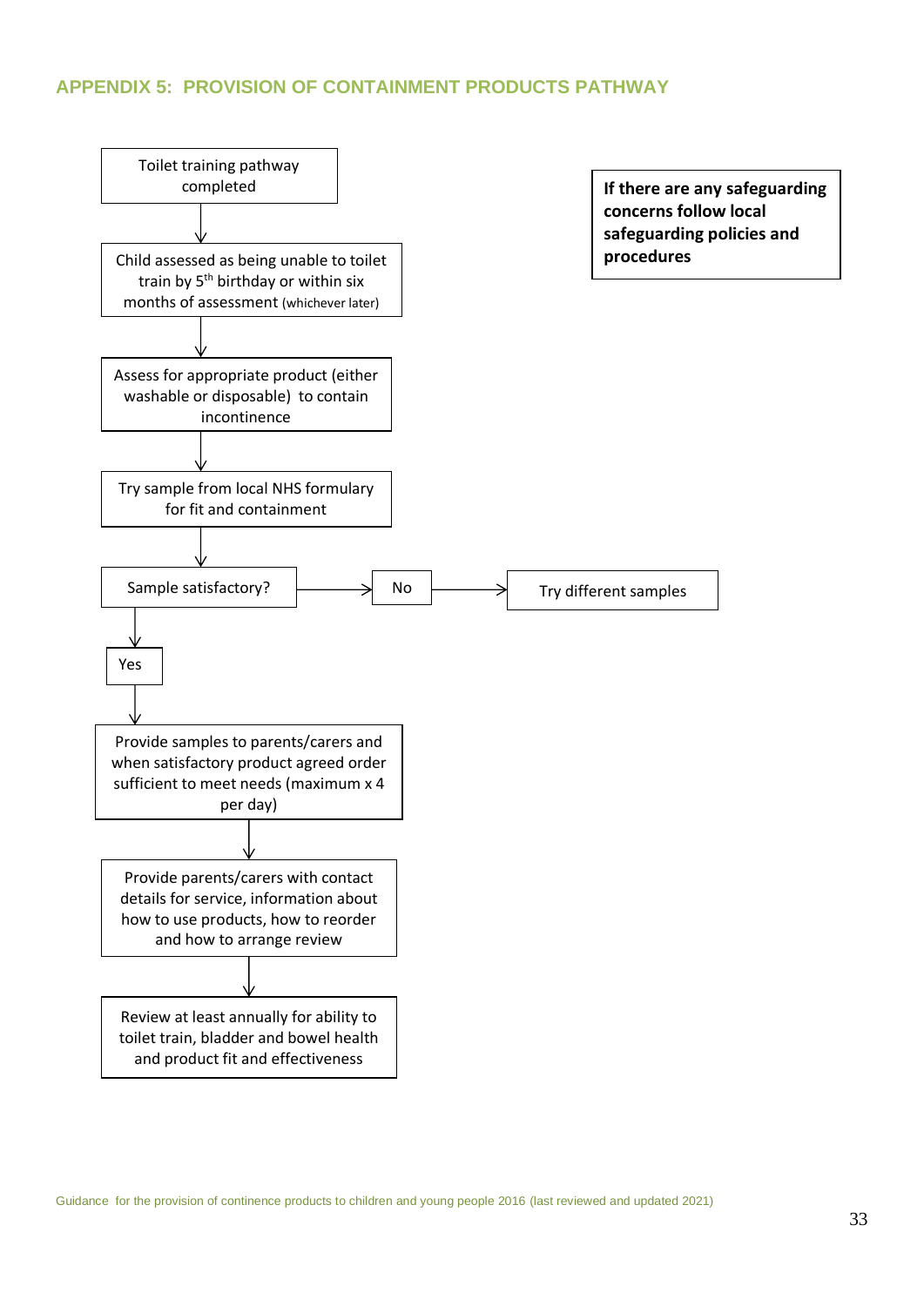## APPENDIX 5: PROVISION OF CONTAINMENT PRODUCTS PATHWAY

**If there are any safeguarding concerns follow local safeguarding policies and procedures**

Toilet training pathway completed

↓

Child assessed as being unable to toilet train by 5th birthday or within six months of assessment (whichever later)

↓

Assess for appropriate product (either washable or disposable) to contain incontinence

↓

Try sample from local NHS formulary for fit and containment

↓

Sample satisfactory? → No → Try different samples

↓

Yes

↓

Provide samples to parents/carers and when satisfactory product agreed order sufficient to meet needs (maximum x 4 per day)

↓

Provide parents/carers with contact details for service, information about how to use products, how to reorder and how to arrange review

↓

Review at least annually for ability to toilet train, bladder and bowel health and product fit and effectiveness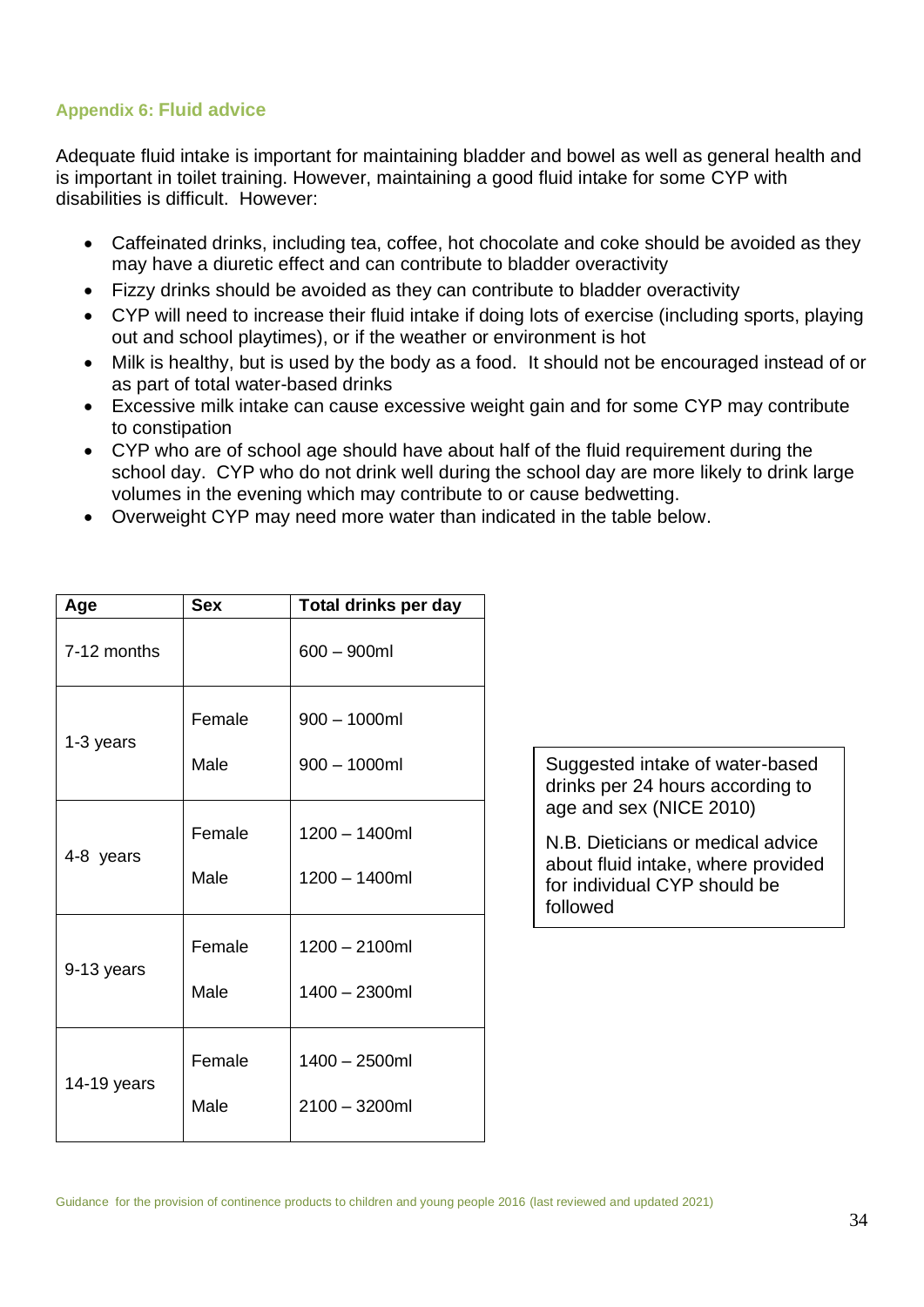## Appendix 6: Fluid advice

Adequate fluid intake is important for maintaining bladder and bowel as well as general health and is important in toilet training. However, maintaining a good fluid intake for some CYP with disabilities is difficult. However:

- Caffeinated drinks, including tea, coffee, hot chocolate and coke should be avoided as they may have a diuretic effect and can contribute to bladder overactivity
- Fizzy drinks should be avoided as they can contribute to bladder overactivity
- CYP will need to increase their fluid intake if doing lots of exercise (including sports, playing out and school playtimes), or if the weather or environment is hot
- Milk is healthy, but is used by the body as a food. It should not be encouraged instead of or as part of total water-based drinks
- Excessive milk intake can cause excessive weight gain and for some CYP may contribute to constipation
- CYP who are of school age should have about half of the fluid requirement during the school day. CYP who do not drink well during the school day are more likely to drink large volumes in the evening which may contribute to or cause bedwetting.
- Overweight CYP may need more water than indicated in the table below.

| Age | Sex | Total drinks per day |
|---|---|---|
| 7-12 months | | 600 – 900ml |
| 1-3 years | Female | 900 – 1000ml |
| | Male | 900 – 1000ml |
| 4-8 years | Female | 1200 – 1400ml |
| | Male | 1200 – 1400ml |
| 9-13 years | Female | 1200 – 2100ml |
| | Male | 1400 – 2300ml |
| 14-19 years | Female | 1400 – 2500ml |
| | Male | 2100 – 3200ml |

Suggested intake of water-based drinks per 24 hours according to age and sex (NICE 2010)

N.B. Dieticians or medical advice about fluid intake, where provided for individual CYP should be followed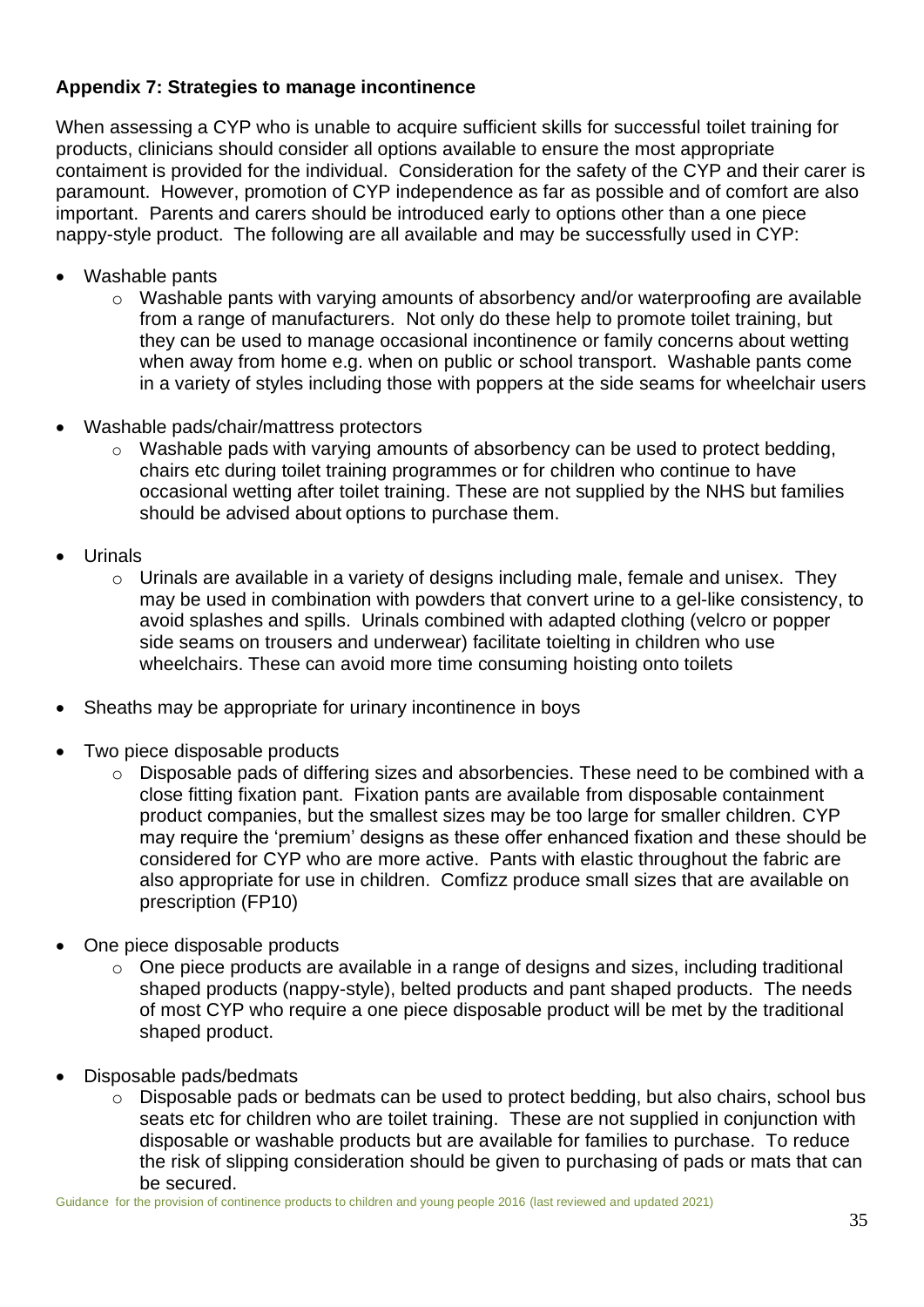**Appendix 7: Strategies to manage incontinence**

When assessing a CYP who is unable to acquire sufficient skills for successful toilet training for products, clinicians should consider all options available to ensure the most appropriate containment is provided for the individual. Consideration for the safety of the CYP and their carer is paramount. However, promotion of CYP independence as far as possible and of comfort are also important. Parents and carers should be introduced early to options other than a one piece nappy-style product. The following are all available and may be successfully used in CYP:

- Washable pants
  - Washable pants with varying amounts of absorbency and/or waterproofing are available from a range of manufacturers. Not only do these help to promote toilet training, but they can be used to manage occasional incontinence or family concerns about wetting when away from home e.g. when on public or school transport. Washable pants come in a variety of styles including those with poppers at the side seams for wheelchair users
- Washable pads/chair/mattress protectors
  - Washable pads with varying amounts of absorbency can be used to protect bedding, chairs etc during toilet training programmes or for children who continue to have occasional wetting after toilet training. These are not supplied by the NHS but families should be advised about options to purchase them.
- Urinals
  - Urinals are available in a variety of designs including male, female and unisex. They may be used in combination with powders that convert urine to a gel-like consistency, to avoid splashes and spills. Urinals combined with adapted clothing (velcro or popper side seams on trousers and underwear) facilitate toilelting in children who use wheelchairs. These can avoid more time consuming hoisting onto toilets
- Sheaths may be appropriate for urinary incontinence in boys
- Two piece disposable products
  - Disposable pads of differing sizes and absorbencies. These need to be combined with a close fitting fixation pant. Fixation pants are available from disposable containment product companies, but the smallest sizes may be too large for smaller children. CYP may require the 'premium' designs as these offer enhanced fixation and these should be considered for CYP who are more active. Pants with elastic throughout the fabric are also appropriate for use in children. Comfizz produce small sizes that are available on prescription (FP10)
- One piece disposable products
  - One piece products are available in a range of designs and sizes, including traditional shaped products (nappy-style), belted products and pant shaped products. The needs of most CYP who require a one piece disposable product will be met by the traditional shaped product.
- Disposable pads/bedmats
  - Disposable pads or bedmats can be used to protect bedding, but also chairs, school bus seats etc for children who are toilet training. These are not supplied in conjunction with disposable or washable products but are available for families to purchase. To reduce the risk of slipping consideration should be given to purchasing of pads or mats that can be secured.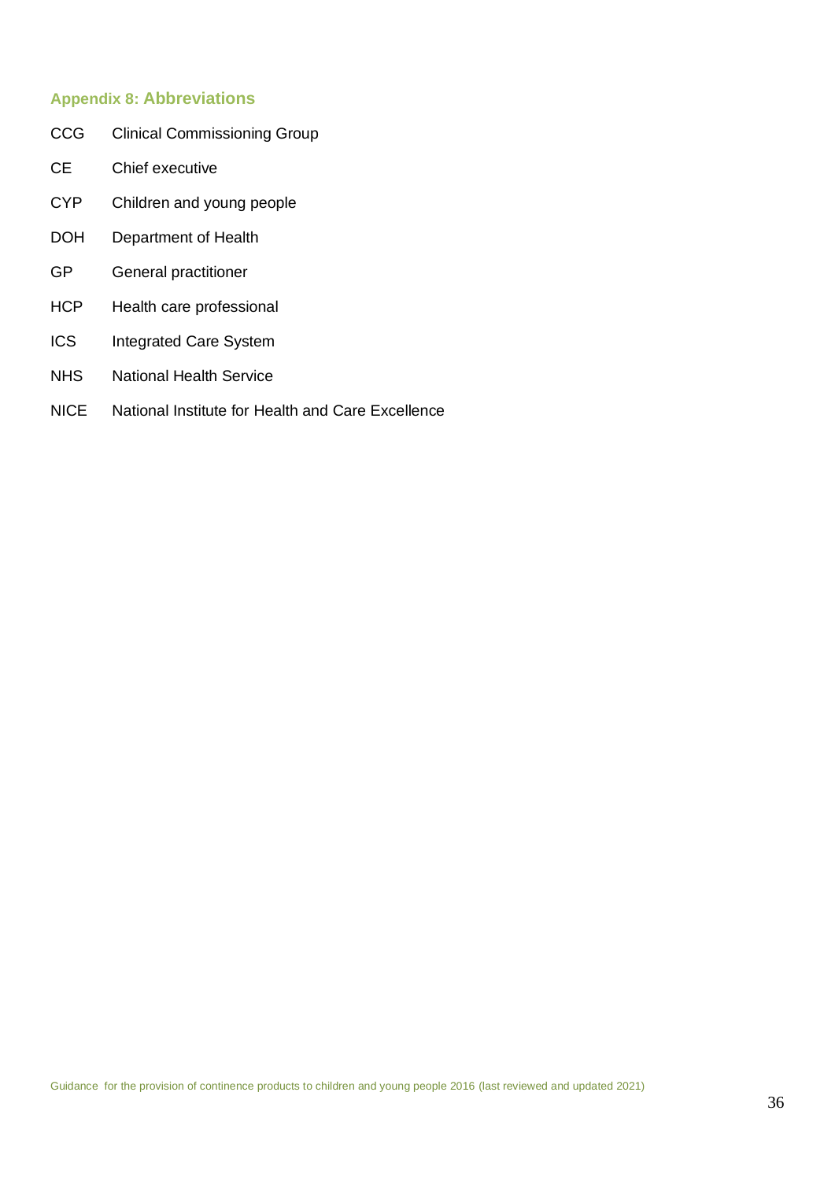## Appendix 8: Abbreviations

| | |
|---|---|
| CCG | Clinical Commissioning Group |
| CE | Chief executive |
| CYP | Children and young people |
| DOH | Department of Health |
| GP | General practitioner |
| HCP | Health care professional |
| ICS | Integrated Care System |
| NHS | National Health Service |
| NICE | National Institute for Health and Care Excellence |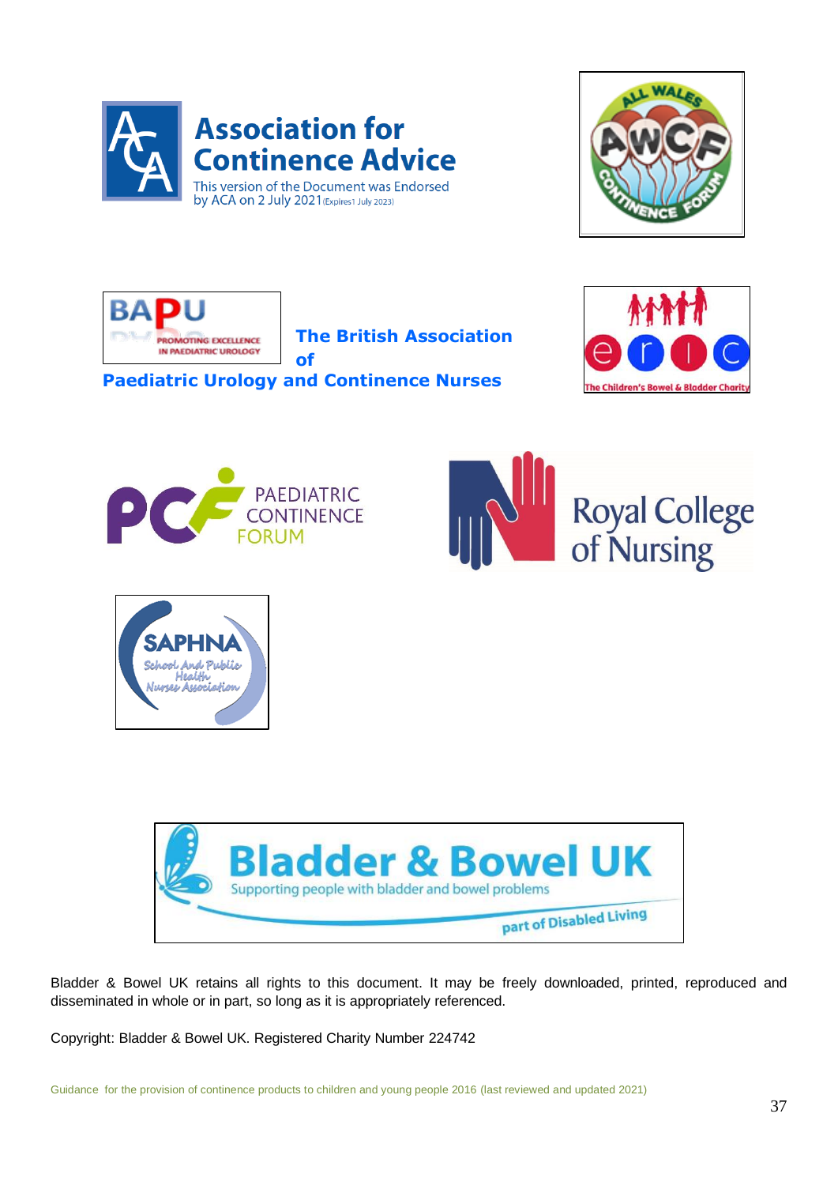Association for Continence Advice

This version of the Document was Endorsed by ACA on 2 July 2021 (Expires 1 July 2023)

The British Association of Paediatric Urology and Continence Nurses

Bladder & Bowel UK retains all rights to this document. It may be freely downloaded, printed, reproduced and disseminated in whole or in part, so long as it is appropriately referenced.

Copyright: Bladder & Bowel UK. Registered Charity Number 224742